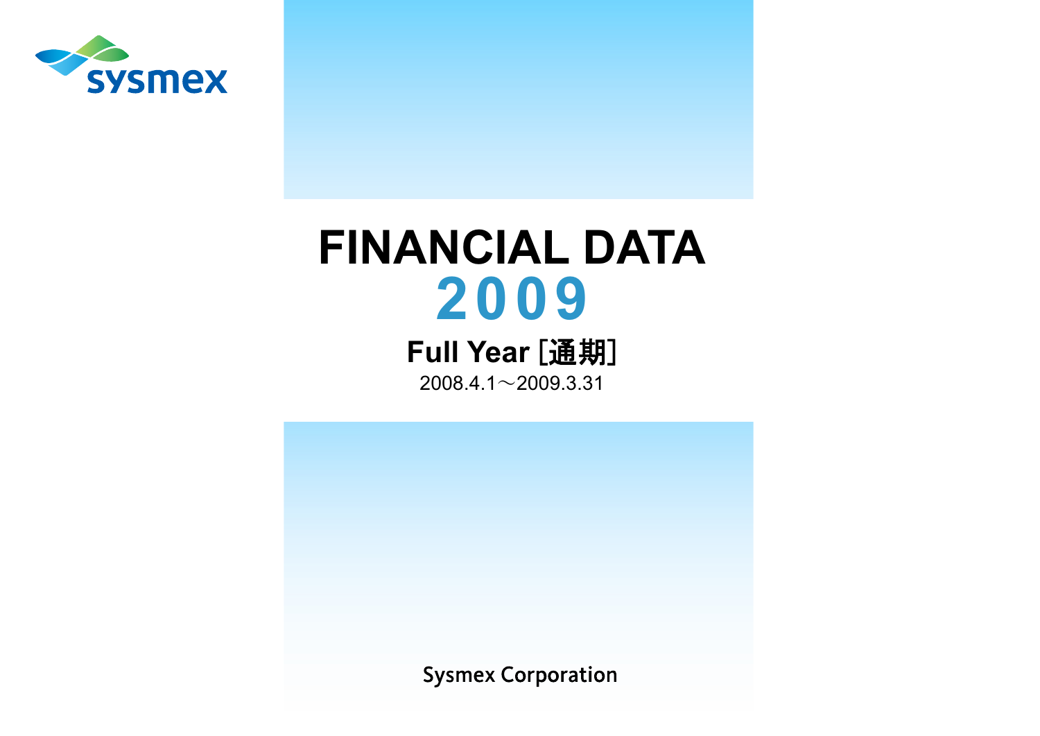sysmex

# FINANCIAL DATA
# 2009

## Full Year [通期]

2008.4.1～2009.3.31

Sysmex Corporation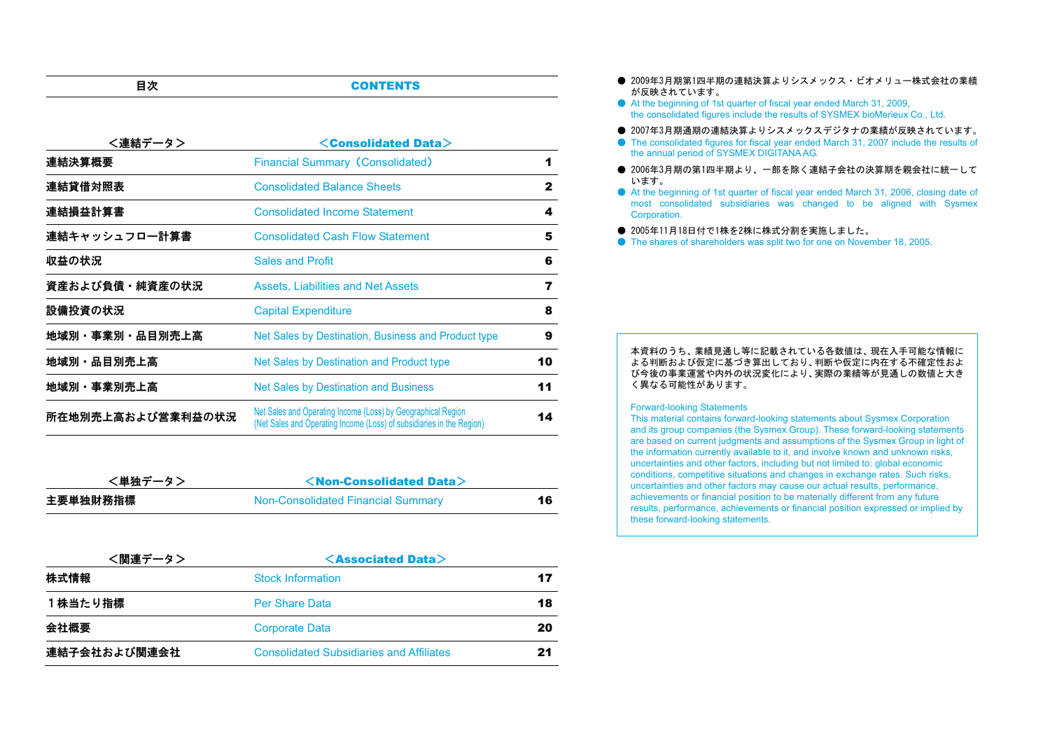| 目次 | CONTENTS | |
|---|---|---|
| **＜連結データ＞** | **＜Consolidated Data＞** | |
| 連結決算概要 | Financial Summary（Consolidated） | 1 |
| 連結貸借対照表 | Consolidated Balance Sheets | 2 |
| 連結損益計算書 | Consolidated Income Statement | 4 |
| 連結キャッシュフロー計算書 | Consolidated Cash Flow Statement | 5 |
| 収益の状況 | Sales and Profit | 6 |
| 資産および負債・純資産の状況 | Assets, Liabilities and Net Assets | 7 |
| 設備投資の状況 | Capital Expenditure | 8 |
| 地域別・事業別・品目別売上高 | Net Sales by Destination, Business and Product type | 9 |
| 地域別・品目別売上高 | Net Sales by Destination and Product type | 10 |
| 地域別・事業別売上高 | Net Sales by Destination and Business | 11 |
| 所在地別売上高および営業利益の状況 | Net Sales and Operating Income (Loss) by Geographical Region (Net Sales and Operating Income (Loss) of subsidiaries in the Region) | 14 |
| **＜単独データ＞** | **＜Non-Consolidated Data＞** | |
| 主要単独財務指標 | Non-Consolidated Financial Summary | 16 |
| **＜関連データ＞** | **＜Associated Data＞** | |
| 株式情報 | Stock Information | 17 |
| 1株当たり指標 | Per Share Data | 18 |
| 会社概要 | Corporate Data | 20 |
| 連結子会社および関連会社 | Consolidated Subsidiaries and Affiliates | 21 |

- 2009年3月期第1四半期の連結決算よりシスメックス・ビオメリュー株式会社の業績が反映されています。
- At the beginning of 1st quarter of fiscal year ended March 31, 2009, the consolidated figures include the results of SYSMEX bioMerieux Co., Ltd.
- 2007年3月期通期の連結決算よりシスメックスデジタナの業績が反映されています。
- The consolidated figures for fiscal year ended March 31, 2007 include the results of the annual period of SYSMEX DIGITANA AG.
- 2006年3月期の第1四半期より、一部を除く連結子会社の決算期を親会社に統一しています。
- At the beginning of 1st quarter of fiscal year ended March 31, 2006, closing date of most consolidated subsidiaries was changed to be aligned with Sysmex Corporation.
- 2005年11月18日付で1株を2株に株式分割を実施しました。
- The shares of shareholders was split two for one on November 18, 2005.

本資料のうち、業績見通し等に記載されている各数値は、現在入手可能な情報による判断および仮定に基づき算出しており、判断や仮定に内在する不確定性および今後の事業運営や内外の状況変化により、実際の業績等が見通しの数値と大きく異なる可能性があります。

Forward-looking Statements

This material contains forward-looking statements about Sysmex Corporation and its group companies (the Sysmex Group). These forward-looking statements are based on current judgments and assumptions of the Sysmex Group in light of the information currently available to it, and involve known and unknown risks, uncertainties and other factors, including but not limited to: global economic conditions, competitive situations and changes in exchange rates. Such risks, uncertainties and other factors may cause our actual results, performance, achievements or financial position to be materially different from any future results, performance, achievements or financial position expressed or implied by these forward-looking statements.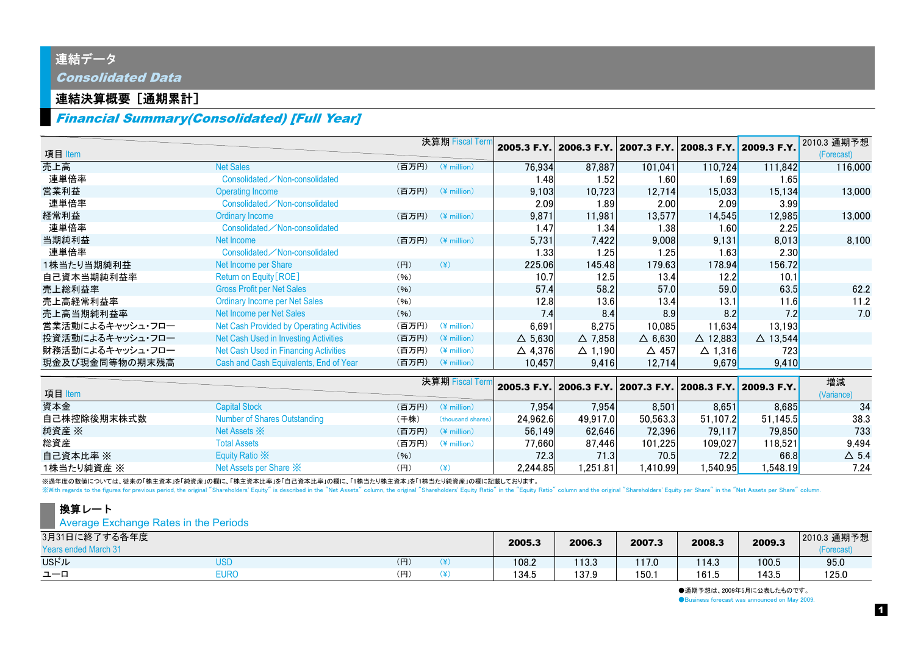# 連結データ
## *Consolidated Data*

### 連結決算概要［通期累計］
### *Financial Summary(Consolidated) [Full Year]*

| 項目 Item | | | | 2005.3 F.Y. | 2006.3 F.Y. | 2007.3 F.Y. | 2008.3 F.Y. | 2009.3 F.Y. | 2010.3 通期予想 (Forecast) |
|---|---|---|---|---|---|---|---|---|---|
| 売上高 | Net Sales | （百万円） | (¥ million) | 76,934 | 87,887 | 101,041 | 110,724 | 111,842 | 116,000 |
| 連単倍率 | Consolidated／Non-consolidated | | | 1.48 | 1.52 | 1.60 | 1.69 | 1.65 | |
| 営業利益 | Operating Income | （百万円） | (¥ million) | 9,103 | 10,723 | 12,714 | 15,033 | 15,134 | 13,000 |
| 連単倍率 | Consolidated／Non-consolidated | | | 2.09 | 1.89 | 2.00 | 2.09 | 3.99 | |
| 経常利益 | Ordinary Income | （百万円） | (¥ million) | 9,871 | 11,981 | 13,577 | 14,545 | 12,985 | 13,000 |
| 連単倍率 | Consolidated／Non-consolidated | | | 1.47 | 1.34 | 1.38 | 1.60 | 2.25 | |
| 当期純利益 | Net Income | （百万円） | (¥ million) | 5,731 | 7,422 | 9,008 | 9,131 | 8,013 | 8,100 |
| 連単倍率 | Consolidated／Non-consolidated | | | 1.33 | 1.25 | 1.25 | 1.63 | 2.30 | |
| 1株当たり当期純利益 | Net Income per Share | （円） | (¥) | 225.06 | 145.48 | 179.63 | 178.94 | 156.72 | |
| 自己資本当期純利益率 | Return on Equity[ROE] | （%） | | 10.7 | 12.5 | 13.4 | 12.2 | 10.1 | |
| 売上総利益率 | Gross Profit per Net Sales | （%） | | 57.4 | 58.2 | 57.0 | 59.0 | 63.5 | 62.2 |
| 売上高経常利益率 | Ordinary Income per Net Sales | （%） | | 12.8 | 13.6 | 13.4 | 13.1 | 11.6 | 11.2 |
| 売上高当期純利益率 | Net Income per Net Sales | （%） | | 7.4 | 8.4 | 8.9 | 8.2 | 7.2 | 7.0 |
| 営業活動によるキャッシュ・フロー | Net Cash Provided by Operating Activities | （百万円） | (¥ million) | 6,691 | 8,275 | 10,085 | 11,634 | 13,193 | |
| 投資活動によるキャッシュ・フロー | Net Cash Used in Investing Activities | （百万円） | (¥ million) | △ 5,630 | △ 7,858 | △ 6,630 | △ 12,883 | △ 13,544 | |
| 財務活動によるキャッシュ・フロー | Net Cash Used in Financing Activities | （百万円） | (¥ million) | △ 4,376 | △ 1,190 | △ 457 | △ 1,316 | 723 | |
| 現金及び現金同等物の期末残高 | Cash and Cash Equivalents, End of Year | （百万円） | (¥ million) | 10,457 | 9,416 | 12,714 | 9,679 | 9,410 | |

| 項目 Item | | | | 2005.3 F.Y. | 2006.3 F.Y. | 2007.3 F.Y. | 2008.3 F.Y. | 2009.3 F.Y. | 増減 (Variance) |
|---|---|---|---|---|---|---|---|---|---|
| 資本金 | Capital Stock | （百万円） | (¥ million) | 7,954 | 7,954 | 8,501 | 8,651 | 8,685 | 34 |
| 自己株控除後期末株式数 | Number of Shares Outstanding | （千株） | (thousand shares) | 24,962.6 | 49,917.0 | 50,563.3 | 51,107.2 | 51,145.5 | 38.3 |
| 純資産 ※ | Net Assets ※ | （百万円） | (¥ million) | 56,149 | 62,646 | 72,396 | 79,117 | 79,850 | 733 |
| 総資産 | Total Assets | （百万円） | (¥ million) | 77,660 | 87,446 | 101,225 | 109,027 | 118,521 | 9,494 |
| 自己資本比率 ※ | Equity Ratio ※ | （%） | | 72.3 | 71.3 | 70.5 | 72.2 | 66.8 | △ 5.4 |
| 1株当たり純資産 ※ | Net Assets per Share ※ | （円） | (¥) | 2,244.85 | 1,251.81 | 1,410.99 | 1,540.95 | 1,548.19 | 7.24 |

※過年度の数値については、従来の「株主資本」を「純資産」の欄に、「株主資本比率」を「自己資本比率」の欄に、「1株当たり株主資本」を「1株当たり純資産」の欄に記載しております。
※With regards to the figures for previous period, the original "Shareholders' Equity" is described in the "Net Assets" column, the original "Shareholders' Equity Ratio" in the "Equity Ratio" column and the original "Shareholders' Equity per Share" in the "Net Assets per Share" column.

### 換算レート
### Average Exchange Rates in the Periods

| 3月31日に終了する各年度 Years ended March 31 | | | | 2005.3 | 2006.3 | 2007.3 | 2008.3 | 2009.3 | 2010.3 通期予想 (Forecast) |
|---|---|---|---|---|---|---|---|---|---|
| USドル | USD | （円） | (¥) | 108.2 | 113.3 | 117.0 | 114.3 | 100.5 | 95.0 |
| ユーロ | EURO | （円） | (¥) | 134.5 | 137.9 | 150.1 | 161.5 | 143.5 | 125.0 |

●通期予想は、2009年5月に公表したものです。
●Business forecast was announced on May 2009.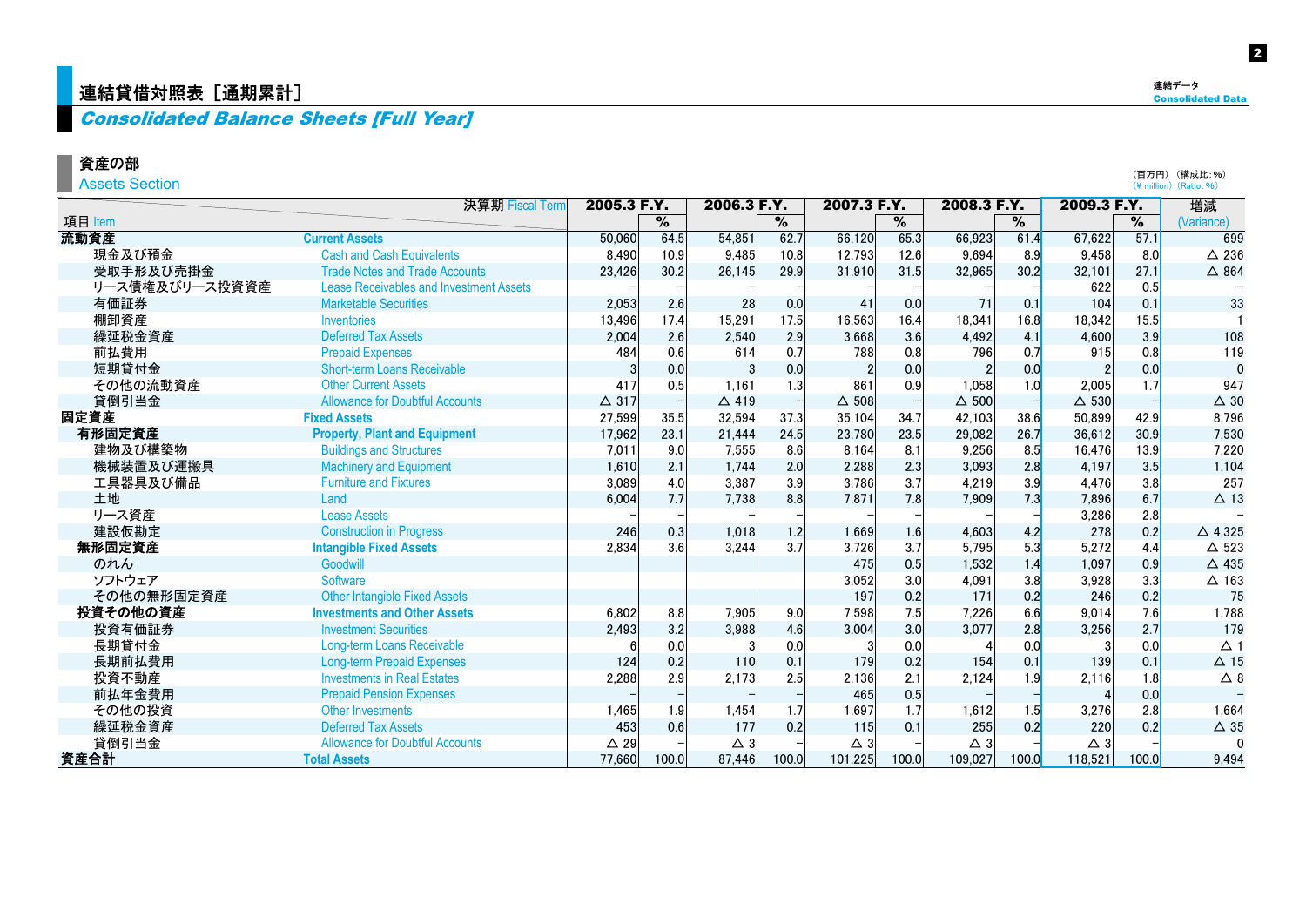# 連結貸借対照表［通期累計］

## *Consolidated Balance Sheets [Full Year]*

### 資産の部
Assets Section

（百万円）（構成比：%）
(¥ million) (Ratio: %)

| 項目 Item | 決算期 Fiscal Term | 2005.3 F.Y. | % | 2006.3 F.Y. | % | 2007.3 F.Y. | % | 2008.3 F.Y. | % | 2009.3 F.Y. | % | 増減 (Variance) |
|---|---|---|---|---|---|---|---|---|---|---|---|---|
| **流動資産** | **Current Assets** | 50,060 | 64.5 | 54,851 | 62.7 | 66,120 | 65.3 | 66,923 | 61.4 | 67,622 | 57.1 | 699 |
| 現金及び預金 | Cash and Cash Equivalents | 8,490 | 10.9 | 9,485 | 10.8 | 12,793 | 12.6 | 9,694 | 8.9 | 9,458 | 8.0 | △ 236 |
| 受取手形及び売掛金 | Trade Notes and Trade Accounts | 23,426 | 30.2 | 26,145 | 29.9 | 31,910 | 31.5 | 32,965 | 30.2 | 32,101 | 27.1 | △ 864 |
| リース債権及びリース投資資産 | Lease Receivables and Investment Assets | – | – | – | – | – | – | – | – | 622 | 0.5 | – |
| 有価証券 | Marketable Securities | 2,053 | 2.6 | 28 | 0.0 | 41 | 0.0 | 71 | 0.1 | 104 | 0.1 | 33 |
| 棚卸資産 | Inventories | 13,496 | 17.4 | 15,291 | 17.5 | 16,563 | 16.4 | 18,341 | 16.8 | 18,342 | 15.5 | 1 |
| 繰延税金資産 | Deferred Tax Assets | 2,004 | 2.6 | 2,540 | 2.9 | 3,668 | 3.6 | 4,492 | 4.1 | 4,600 | 3.9 | 108 |
| 前払費用 | Prepaid Expenses | 484 | 0.6 | 614 | 0.7 | 788 | 0.8 | 796 | 0.7 | 915 | 0.8 | 119 |
| 短期貸付金 | Short-term Loans Receivable | 3 | 0.0 | 3 | 0.0 | 2 | 0.0 | 2 | 0.0 | 2 | 0.0 | 0 |
| その他の流動資産 | Other Current Assets | 417 | 0.5 | 1,161 | 1.3 | 861 | 0.9 | 1,058 | 1.0 | 2,005 | 1.7 | 947 |
| 貸倒引当金 | Allowance for Doubtful Accounts | △ 317 | – | △ 419 | – | △ 508 | – | △ 500 | – | △ 530 | – | △ 30 |
| **固定資産** | **Fixed Assets** | 27,599 | 35.5 | 32,594 | 37.3 | 35,104 | 34.7 | 42,103 | 38.6 | 50,899 | 42.9 | 8,796 |
| **有形固定資産** | **Property, Plant and Equipment** | 17,962 | 23.1 | 21,444 | 24.5 | 23,780 | 23.5 | 29,082 | 26.7 | 36,612 | 30.9 | 7,530 |
| 建物及び構築物 | Buildings and Structures | 7,011 | 9.0 | 7,555 | 8.6 | 8,164 | 8.1 | 9,256 | 8.5 | 16,476 | 13.9 | 7,220 |
| 機械装置及び運搬具 | Machinery and Equipment | 1,610 | 2.1 | 1,744 | 2.0 | 2,288 | 2.3 | 3,093 | 2.8 | 4,197 | 3.5 | 1,104 |
| 工具器具及び備品 | Furniture and Fixtures | 3,089 | 4.0 | 3,387 | 3.9 | 3,786 | 3.7 | 4,219 | 3.9 | 4,476 | 3.8 | 257 |
| 土地 | Land | 6,004 | 7.7 | 7,738 | 8.8 | 7,871 | 7.8 | 7,909 | 7.3 | 7,896 | 6.7 | △ 13 |
| リース資産 | Lease Assets | – | – | – | – | – | – | – | – | 3,286 | 2.8 | – |
| 建設仮勘定 | Construction in Progress | 246 | 0.3 | 1,018 | 1.2 | 1,669 | 1.6 | 4,603 | 4.2 | 278 | 0.2 | △ 4,325 |
| **無形固定資産** | **Intangible Fixed Assets** | 2,834 | 3.6 | 3,244 | 3.7 | 3,726 | 3.7 | 5,795 | 5.3 | 5,272 | 4.4 | △ 523 |
| のれん | Goodwill | | | | | 475 | 0.5 | 1,532 | 1.4 | 1,097 | 0.9 | △ 435 |
| ソフトウェア | Software | | | | | 3,052 | 3.0 | 4,091 | 3.8 | 3,928 | 3.3 | △ 163 |
| その他の無形固定資産 | Other Intangible Fixed Assets | | | | | 197 | 0.2 | 171 | 0.2 | 246 | 0.2 | 75 |
| **投資その他の資産** | **Investments and Other Assets** | 6,802 | 8.8 | 7,905 | 9.0 | 7,598 | 7.5 | 7,226 | 6.6 | 9,014 | 7.6 | 1,788 |
| 投資有価証券 | Investment Securities | 2,493 | 3.2 | 3,988 | 4.6 | 3,004 | 3.0 | 3,077 | 2.8 | 3,256 | 2.7 | 179 |
| 長期貸付金 | Long-term Loans Receivable | 6 | 0.0 | 3 | 0.0 | 3 | 0.0 | 4 | 0.0 | 3 | 0.0 | △ 1 |
| 長期前払費用 | Long-term Prepaid Expenses | 124 | 0.2 | 110 | 0.1 | 179 | 0.2 | 154 | 0.1 | 139 | 0.1 | △ 15 |
| 投資不動産 | Investments in Real Estates | 2,288 | 2.9 | 2,173 | 2.5 | 2,136 | 2.1 | 2,124 | 1.9 | 2,116 | 1.8 | △ 8 |
| 前払年金費用 | Prepaid Pension Expenses | – | – | – | – | 465 | 0.5 | – | – | 4 | 0.0 | – |
| その他の投資 | Other Investments | 1,465 | 1.9 | 1,454 | 1.7 | 1,697 | 1.7 | 1,612 | 1.5 | 3,276 | 2.8 | 1,664 |
| 繰延税金資産 | Deferred Tax Assets | 453 | 0.6 | 177 | 0.2 | 115 | 0.1 | 255 | 0.2 | 220 | 0.2 | △ 35 |
| 貸倒引当金 | Allowance for Doubtful Accounts | △ 29 | – | △ 3 | – | △ 3 | – | △ 3 | – | △ 3 | – | 0 |
| **資産合計** | **Total Assets** | 77,660 | 100.0 | 87,446 | 100.0 | 101,225 | 100.0 | 109,027 | 100.0 | 118,521 | 100.0 | 9,494 |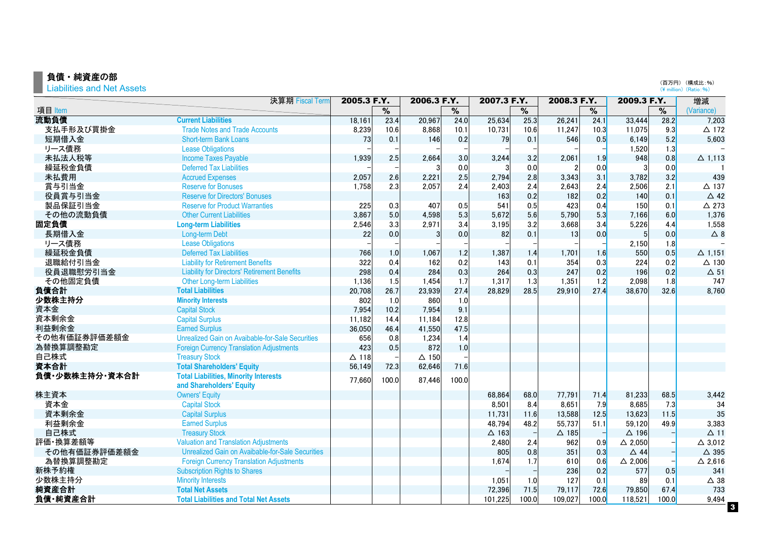## 負債・純資産の部
Liabilities and Net Assets

（百万円）（構成比：%）
(¥ million) (Ratio: %)

| 項目 Item | | 2005.3 F.Y. | % | 2006.3 F.Y. | % | 2007.3 F.Y. | % | 2008.3 F.Y. | % | 2009.3 F.Y. | % | 増減 (Variance) |
|---|---|---|---|---|---|---|---|---|---|---|---|---|
| **流動負債** | **Current Liabilities** | 18,161 | 23.4 | 20,967 | 24.0 | 25,634 | 25.3 | 26,241 | 24.1 | 33,444 | 28.2 | 7,203 |
| 支払手形及び買掛金 | Trade Notes and Trade Accounts | 8,239 | 10.6 | 8,868 | 10.1 | 10,731 | 10.6 | 11,247 | 10.3 | 11,075 | 9.3 | △ 172 |
| 短期借入金 | Short-term Bank Loans | 73 | 0.1 | 146 | 0.2 | 79 | 0.1 | 546 | 0.5 | 6,149 | 5.2 | 5,603 |
| リース債務 | Lease Obligations | – | – | – | – | – | – | – | – | 1,520 | 1.3 | – |
| 未払法人税等 | Income Taxes Payable | 1,939 | 2.5 | 2,664 | 3.0 | 3,244 | 3.2 | 2,061 | 1.9 | 948 | 0.8 | △ 1,113 |
| 繰延税金負債 | Deferred Tax Liabilities | – | – | 3 | 0.0 | 3 | 0.0 | 2 | 0.0 | 3 | 0.0 | 1 |
| 未払費用 | Accrued Expenses | 2,057 | 2.6 | 2,221 | 2.5 | 2,794 | 2.8 | 3,343 | 3.1 | 3,782 | 3.2 | 439 |
| 賞与引当金 | Reserve for Bonuses | 1,758 | 2.3 | 2,057 | 2.4 | 2,403 | 2.4 | 2,643 | 2.4 | 2,506 | 2.1 | △ 137 |
| 役員賞与引当金 | Reserve for Directors' Bonuses | | | | | 163 | 0.2 | 182 | 0.2 | 140 | 0.1 | △ 42 |
| 製品保証引当金 | Reserve for Product Warranties | 225 | 0.3 | 407 | 0.5 | 541 | 0.5 | 423 | 0.4 | 150 | 0.1 | △ 273 |
| その他の流動負債 | Other Current Liabilities | 3,867 | 5.0 | 4,598 | 5.3 | 5,672 | 5.6 | 5,790 | 5.3 | 7,166 | 6.0 | 1,376 |
| **固定負債** | **Long-term Liabilities** | 2,546 | 3.3 | 2,971 | 3.4 | 3,195 | 3.2 | 3,668 | 3.4 | 5,226 | 4.4 | 1,558 |
| 長期借入金 | Long-term Debt | 22 | 0.0 | 3 | 0.0 | 82 | 0.1 | 13 | 0.0 | 5 | 0.0 | △ 8 |
| リース債務 | Lease Obligations | – | – | – | – | – | – | – | – | 2,150 | 1.8 | – |
| 繰延税金負債 | Deferred Tax Liabilities | 766 | 1.0 | 1,067 | 1.2 | 1,387 | 1.4 | 1,701 | 1.6 | 550 | 0.5 | △ 1,151 |
| 退職給付引当金 | Liability for Retirement Benefits | 322 | 0.4 | 162 | 0.2 | 143 | 0.1 | 354 | 0.3 | 224 | 0.2 | △ 130 |
| 役員退職慰労引当金 | Liability for Directors' Retirement Benefits | 298 | 0.4 | 284 | 0.3 | 264 | 0.3 | 247 | 0.2 | 196 | 0.2 | △ 51 |
| その他固定負債 | Other Long-term Liabilities | 1,136 | 1.5 | 1,454 | 1.7 | 1,317 | 1.3 | 1,351 | 1.2 | 2,098 | 1.8 | 747 |
| **負債合計** | **Total Liabilities** | 20,708 | 26.7 | 23,939 | 27.4 | 28,829 | 28.5 | 29,910 | 27.4 | 38,670 | 32.6 | 8,760 |
| **少数株主持分** | **Minority Interests** | 802 | 1.0 | 860 | 1.0 | | | | | | | |
| 資本金 | Capital Stock | 7,954 | 10.2 | 7,954 | 9.1 | | | | | | | |
| 資本剰余金 | Capital Surplus | 11,182 | 14.4 | 11,184 | 12.8 | | | | | | | |
| 利益剰余金 | Earned Surplus | 36,050 | 46.4 | 41,550 | 47.5 | | | | | | | |
| その他有価証券評価差額金 | Unrealized Gain on Avaibable-for-Sale Securities | 656 | 0.8 | 1,234 | 1.4 | | | | | | | |
| 為替換算調整勘定 | Foreign Currency Translation Adjustments | 423 | 0.5 | 872 | 1.0 | | | | | | | |
| 自己株式 | Treasury Stock | △ 118 | – | △ 150 | – | | | | | | | |
| **資本合計** | **Total Shareholders' Equity** | 56,149 | 72.3 | 62,646 | 71.6 | | | | | | | |
| **負債・少数株主持分・資本合計** | **Total Liabilities, Minority Interests and Shareholders' Equity** | 77,660 | 100.0 | 87,446 | 100.0 | | | | | | | |
| 株主資本 | Owners' Equity | | | | | 68,864 | 68.0 | 77,791 | 71.4 | 81,233 | 68.5 | 3,442 |
| 資本金 | Capital Stock | | | | | 8,501 | 8.4 | 8,651 | 7.9 | 8,685 | 7.3 | 34 |
| 資本剰余金 | Capital Surplus | | | | | 11,731 | 11.6 | 13,588 | 12.5 | 13,623 | 11.5 | 35 |
| 利益剰余金 | Earned Surplus | | | | | 48,794 | 48.2 | 55,737 | 51.1 | 59,120 | 49.9 | 3,383 |
| 自己株式 | Treasury Stock | | | | | △ 163 | – | △ 185 | – | △ 196 | – | △ 11 |
| 評価・換算差額等 | Valuation and Translation Adjustments | | | | | 2,480 | 2.4 | 962 | 0.9 | △ 2,050 | – | △ 3,012 |
| その他有価証券評価差額金 | Unrealized Gain on Avaibable-for-Sale Securities | | | | | 805 | 0.8 | 351 | 0.3 | △ 44 | – | △ 395 |
| 為替換算調整勘定 | Foreign Currency Translation Adjustments | | | | | 1,674 | 1.7 | 610 | 0.6 | △ 2,006 | – | △ 2,616 |
| 新株予約権 | Subscription Rights to Shares | | | | | – | – | 236 | 0.2 | 577 | 0.5 | 341 |
| 少数株主持分 | Minority Interests | | | | | 1,051 | 1.0 | 127 | 0.1 | 89 | 0.1 | △ 38 |
| **純資産合計** | **Total Net Assets** | | | | | 72,396 | 71.5 | 79,117 | 72.6 | 79,850 | 67.4 | 733 |
| **負債・純資産合計** | **Total Liabilities and Total Net Assets** | | | | | 101,225 | 100.0 | 109,027 | 100.0 | 118,521 | 100.0 | 9,494 |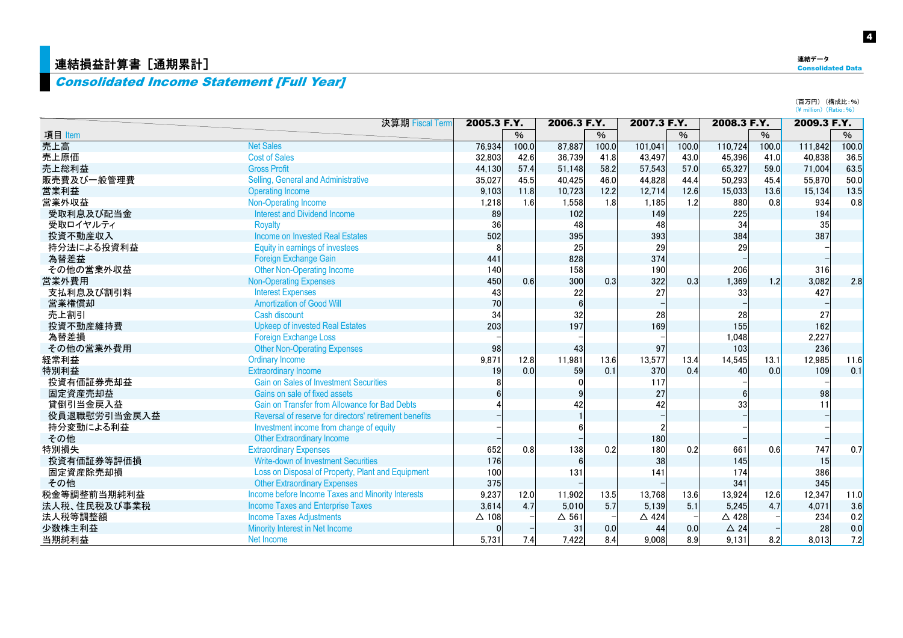# 連結損益計算書［通期累計］

## *Consolidated Income Statement [Full Year]*

（百万円）（構成比：%）
(¥ million) (Ratio: %)

| 項目 Item | | 決算期 Fiscal Term 2005.3 F.Y. | % | 2006.3 F.Y. | % | 2007.3 F.Y. | % | 2008.3 F.Y. | % | 2009.3 F.Y. | % |
|---|---|---|---|---|---|---|---|---|---|---|---|
| 売上高 | Net Sales | 76,934 | 100.0 | 87,887 | 100.0 | 101,041 | 100.0 | 110,724 | 100.0 | 111,842 | 100.0 |
| 売上原価 | Cost of Sales | 32,803 | 42.6 | 36,739 | 41.8 | 43,497 | 43.0 | 45,396 | 41.0 | 40,838 | 36.5 |
| 売上総利益 | Gross Profit | 44,130 | 57.4 | 51,148 | 58.2 | 57,543 | 57.0 | 65,327 | 59.0 | 71,004 | 63.5 |
| 販売費及び一般管理費 | Selling, General and Administrative | 35,027 | 45.5 | 40,425 | 46.0 | 44,828 | 44.4 | 50,293 | 45.4 | 55,870 | 50.0 |
| 営業利益 | Operating Income | 9,103 | 11.8 | 10,723 | 12.2 | 12,714 | 12.6 | 15,033 | 13.6 | 15,134 | 13.5 |
| 営業外収益 | Non-Operating Income | 1,218 | 1.6 | 1,558 | 1.8 | 1,185 | 1.2 | 880 | 0.8 | 934 | 0.8 |
| 受取利息及び配当金 | Interest and Dividend Income | 89 | | 102 | | 149 | | 225 | | 194 | |
| 受取ロイヤルティ | Royalty | 36 | | 48 | | 48 | | 34 | | 35 | |
| 投資不動産収入 | Income on Invested Real Estates | 502 | | 395 | | 393 | | 384 | | 387 | |
| 持分法による投資利益 | Equity in earnings of investees | 8 | | 25 | | 29 | | 29 | | – | |
| 為替差益 | Foreign Exchange Gain | 441 | | 828 | | 374 | | – | | – | |
| その他の営業外収益 | Other Non-Operating Income | 140 | | 158 | | 190 | | 206 | | 316 | |
| 営業外費用 | Non-Operating Expenses | 450 | 0.6 | 300 | 0.3 | 322 | 0.3 | 1,369 | 1.2 | 3,082 | 2.8 |
| 支払利息及び割引料 | Interest Expenses | 43 | | 22 | | 27 | | 33 | | 427 | |
| 営業権償却 | Amortization of Good Will | 70 | | 6 | | – | | – | | – | |
| 売上割引 | Cash discount | 34 | | 32 | | 28 | | 28 | | 27 | |
| 投資不動産維持費 | Upkeep of invested Real Estates | 203 | | 197 | | 169 | | 155 | | 162 | |
| 為替差損 | Foreign Exchange Loss | – | | – | | – | | 1,048 | | 2,227 | |
| その他の営業外費用 | Other Non-Operating Expenses | 98 | | 43 | | 97 | | 103 | | 236 | |
| 経常利益 | Ordinary Income | 9,871 | 12.8 | 11,981 | 13.6 | 13,577 | 13.4 | 14,545 | 13.1 | 12,985 | 11.6 |
| 特別利益 | Extraordinary Income | 19 | 0.0 | 59 | 0.1 | 370 | 0.4 | 40 | 0.0 | 109 | 0.1 |
| 投資有価証券売却益 | Gain on Sales of Investment Securities | 8 | | 0 | | 117 | | – | | – | |
| 固定資産売却益 | Gains on sale of fixed assets | 6 | | 9 | | 27 | | 6 | | 98 | |
| 貸倒引当金戻入益 | Gain on Transfer from Allowance for Bad Debts | 4 | | 42 | | 42 | | 33 | | 11 | |
| 役員退職慰労引当金戻入益 | Reversal of reserve for directors' retirement benefits | – | | 1 | | – | | – | | – | |
| 持分変動による利益 | Investment income from change of equity | – | | 6 | | 2 | | – | | – | |
| その他 | Other Extraordinary Income | – | | – | | 180 | | – | | – | |
| 特別損失 | Extraordinary Expenses | 652 | 0.8 | 138 | 0.2 | 180 | 0.2 | 661 | 0.6 | 747 | 0.7 |
| 投資有価証券等評価損 | Write-down of Investment Securities | 176 | | 6 | | 38 | | 145 | | 15 | |
| 固定資産除売却損 | Loss on Disposal of Property, Plant and Equipment | 100 | | 131 | | 141 | | 174 | | 386 | |
| その他 | Other Extraordinary Expenses | 375 | | – | | – | | 341 | | 345 | |
| 税金等調整前当期純利益 | Income before Income Taxes and Minority Interests | 9,237 | 12.0 | 11,902 | 13.5 | 13,768 | 13.6 | 13,924 | 12.6 | 12,347 | 11.0 |
| 法人税、住民税及び事業税 | Income Taxes and Enterprise Taxes | 3,614 | 4.7 | 5,010 | 5.7 | 5,139 | 5.1 | 5,245 | 4.7 | 4,071 | 3.6 |
| 法人税等調整額 | Income Taxes Adjustments | △ 108 | – | △ 561 | – | △ 424 | – | △ 428 | – | 234 | 0.2 |
| 少数株主利益 | Minority Interest in Net Income | 0 | – | 31 | 0.0 | 44 | 0.0 | △ 24 | – | 28 | 0.0 |
| 当期純利益 | Net Income | 5,731 | 7.4 | 7,422 | 8.4 | 9,008 | 8.9 | 9,131 | 8.2 | 8,013 | 7.2 |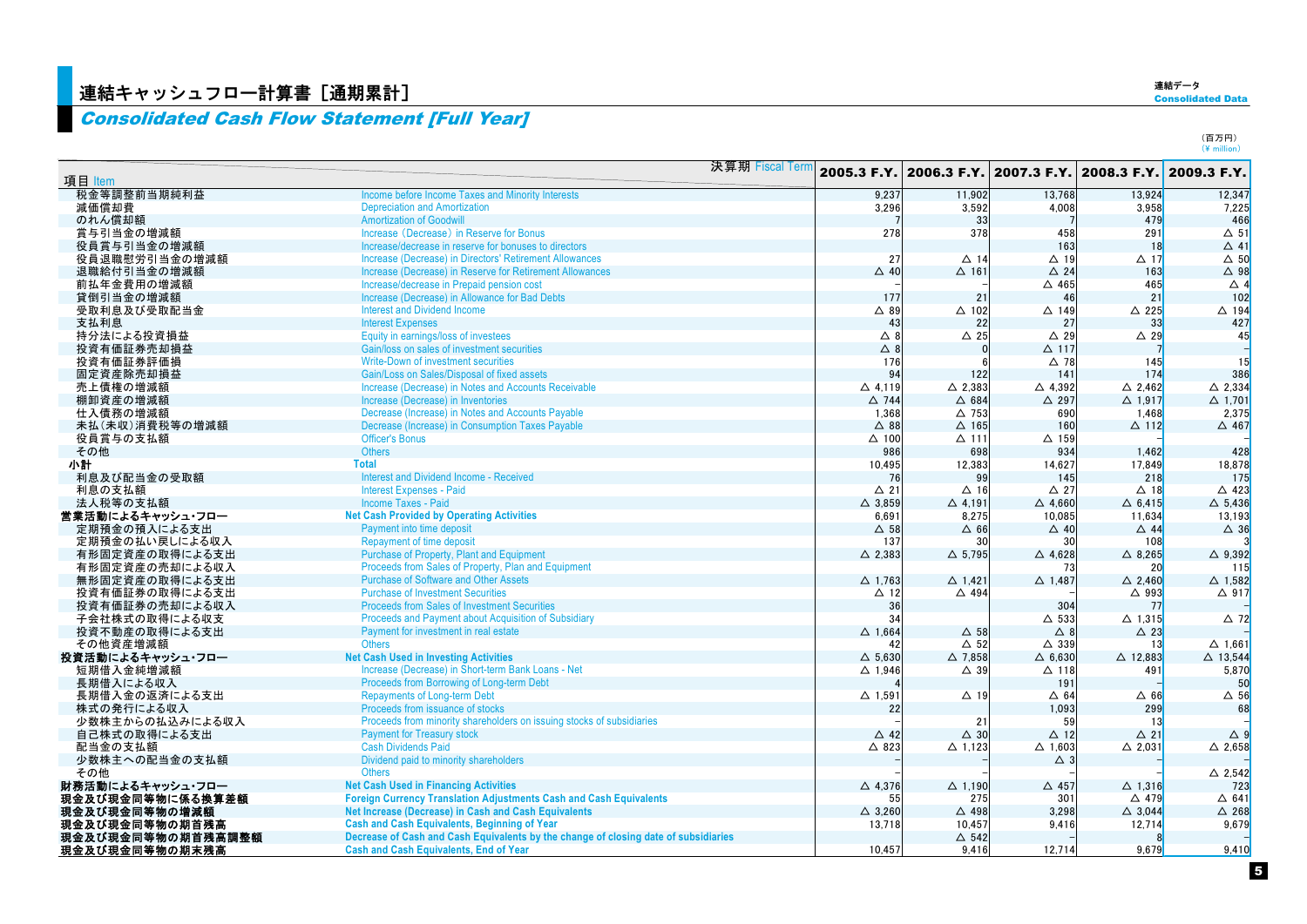# 連結キャッシュフロー計算書［通期累計］

## *Consolidated Cash Flow Statement [Full Year]*

連結データ
Consolidated Data

（百万円）
（¥ million）

| 項目 Item | | 2005.3 F.Y. | 2006.3 F.Y. | 2007.3 F.Y. | 2008.3 F.Y. | 2009.3 F.Y. |
|---|---|---|---|---|---|---|
| 税金等調整前当期純利益 | Income before Income Taxes and Minority Interests | 9,237 | 11,902 | 13,768 | 13,924 | 12,347 |
| 減価償却費 | Depreciation and Amortization | 3,296 | 3,592 | 4,008 | 3,958 | 7,225 |
| のれん償却額 | Amortization of Goodwill | 7 | 33 | 7 | 479 | 466 |
| 賞与引当金の増減額 | Increase（Decrease）in Reserve for Bonus | 278 | 378 | 458 | 291 | △ 51 |
| 役員賞与引当金の増減額 | Increase/decrease in reserve for bonuses to directors | | | 163 | 18 | △ 41 |
| 役員退職慰労引当金の増減額 | Increase (Decrease) in Directors' Retirement Allowances | 27 | △ 14 | △ 19 | △ 17 | △ 50 |
| 退職給付引当金の増減額 | Increase (Decrease) in Reserve for Retirement Allowances | △ 40 | △ 161 | △ 24 | 163 | △ 98 |
| 前払年金費用の増減額 | Increase/decrease in Prepaid pension cost | – | – | △ 465 | 465 | △ 4 |
| 貸倒引当金の増減額 | Increase (Decrease) in Allowance for Bad Debts | 177 | 21 | 46 | 21 | 102 |
| 受取利息及び受取配当金 | Interest and Dividend Income | △ 89 | △ 102 | △ 149 | △ 225 | △ 194 |
| 支払利息 | Interest Expenses | 43 | 22 | 27 | 33 | 427 |
| 持分法による投資損益 | Equity in earnings/loss of investees | △ 8 | △ 25 | △ 29 | △ 29 | 45 |
| 投資有価証券売却損益 | Gain/loss on sales of investment securities | △ 8 | 0 | △ 117 | 7 | – |
| 投資有価証券評価損 | Write-Down of investment securities | 176 | 6 | △ 78 | 145 | 15 |
| 固定資産除売却損益 | Gain/Loss on Sales/Disposal of fixed assets | 94 | 122 | 141 | 174 | 386 |
| 売上債権の増減額 | Increase (Decrease) in Notes and Accounts Receivable | △ 4,119 | △ 2,383 | △ 4,392 | △ 2,462 | △ 2,334 |
| 棚卸資産の増減額 | Increase (Decrease) in Inventories | △ 744 | △ 684 | △ 297 | △ 1,917 | △ 1,701 |
| 仕入債務の増減額 | Decrease (Increase) in Notes and Accounts Payable | 1,368 | △ 753 | 690 | 1,468 | 2,375 |
| 未払（未収）消費税等の増減額 | Decrease (Increase) in Consumption Taxes Payable | △ 88 | △ 165 | 160 | △ 112 | △ 467 |
| 役員賞与の支払額 | Officer's Bonus | △ 100 | △ 111 | △ 159 | | |
| その他 | Others | 986 | 698 | 934 | 1,462 | 428 |
| **小計** | **Total** | 10,495 | 12,383 | 14,627 | 17,849 | 18,878 |
| 利息及び配当金の受取額 | Interest and Dividend Income - Received | 76 | 99 | 145 | 218 | 175 |
| 利息の支払額 | Interest Expenses - Paid | △ 21 | △ 16 | △ 27 | △ 18 | △ 423 |
| 法人税等の支払額 | Income Taxes - Paid | △ 3,859 | △ 4,191 | △ 4,660 | △ 6,415 | △ 5,436 |
| **営業活動によるキャッシュ・フロー** | **Net Cash Provided by Operating Activities** | 6,691 | 8,275 | 10,085 | 11,634 | 13,193 |
| 定期預金の預入による支出 | Payment into time deposit | △ 58 | △ 66 | △ 40 | △ 44 | △ 36 |
| 定期預金の払い戻しによる収入 | Repayment of time deposit | 137 | 30 | 30 | 108 | 3 |
| 有形固定資産の取得による支出 | Purchase of Property, Plant and Equipment | △ 2,383 | △ 5,795 | △ 4,628 | △ 8,265 | △ 9,392 |
| 有形固定資産の売却による収入 | Proceeds from Sales of Property, Plan and Equipment | | | 73 | 20 | 115 |
| 無形固定資産の取得による支出 | Purchase of Software and Other Assets | △ 1,763 | △ 1,421 | △ 1,487 | △ 2,460 | △ 1,582 |
| 投資有価証券の取得による支出 | Purchase of Investment Securities | △ 12 | △ 494 | – | △ 993 | △ 917 |
| 投資有価証券の売却による収入 | Proceeds from Sales of Investment Securities | 36 | | 304 | 77 | – |
| 子会社株式の取得による収支 | Proceeds and Payment about Acquisition of Subsidiary | 34 | | △ 533 | △ 1,315 | △ 72 |
| 投資不動産の取得による支出 | Payment for investment in real estate | △ 1,664 | △ 58 | △ 8 | △ 23 | – |
| その他資産増減額 | Others | 42 | △ 52 | △ 339 | 13 | △ 1,661 |
| **投資活動によるキャッシュ・フロー** | **Net Cash Used in Investing Activities** | △ 5,630 | △ 7,858 | △ 6,630 | △ 12,883 | △ 13,544 |
| 短期借入金純増減額 | Increase (Decrease) in Short-term Bank Loans - Net | △ 1,946 | △ 39 | △ 118 | 491 | 5,870 |
| 長期借入による収入 | Proceeds from Borrowing of Long-term Debt | 4 | | 191 | – | 50 |
| 長期借入金の返済による支出 | Repayments of Long-term Debt | △ 1,591 | △ 19 | △ 64 | △ 66 | △ 56 |
| 株式の発行による収入 | Proceeds from issuance of stocks | 22 | | 1,093 | 299 | 68 |
| 少数株主からの払込みによる収入 | Proceeds from minority shareholders on issuing stocks of subsidiaries | – | 21 | 59 | 13 | – |
| 自己株式の取得による支出 | Payment for Treasury stock | △ 42 | △ 30 | △ 12 | △ 21 | △ 9 |
| 配当金の支払額 | Cash Dividends Paid | △ 823 | △ 1,123 | △ 1,603 | △ 2,031 | △ 2,658 |
| 少数株主への配当金の支払額 | Dividend paid to minority shareholders | – | – | △ 3 | – | – |
| その他 | Others | – | – | – | – | △ 2,542 |
| **財務活動によるキャッシュ・フロー** | **Net Cash Used in Financing Activities** | △ 4,376 | △ 1,190 | △ 457 | △ 1,316 | 723 |
| **現金及び現金同等物に係る換算差額** | **Foreign Currency Translation Adjustments Cash and Cash Equivalents** | 55 | 275 | 301 | △ 479 | △ 641 |
| **現金及び現金同等物の増減額** | **Net Increase (Decrease) in Cash and Cash Equivalents** | △ 3,260 | △ 498 | 3,298 | △ 3,044 | △ 268 |
| **現金及び現金同等物の期首残高** | **Cash and Cash Equivalents, Beginning of Year** | 13,718 | 10,457 | 9,416 | 12,714 | 9,679 |
| **現金及び現金同等物の期首残高調整額** | **Decrease of Cash and Cash Equivalents by the change of closing date of subsidiaries** | | △ 542 | – | 8 | – |
| **現金及び現金同等物の期末残高** | **Cash and Cash Equivalents, End of Year** | 10,457 | 9,416 | 12,714 | 9,679 | 9,410 |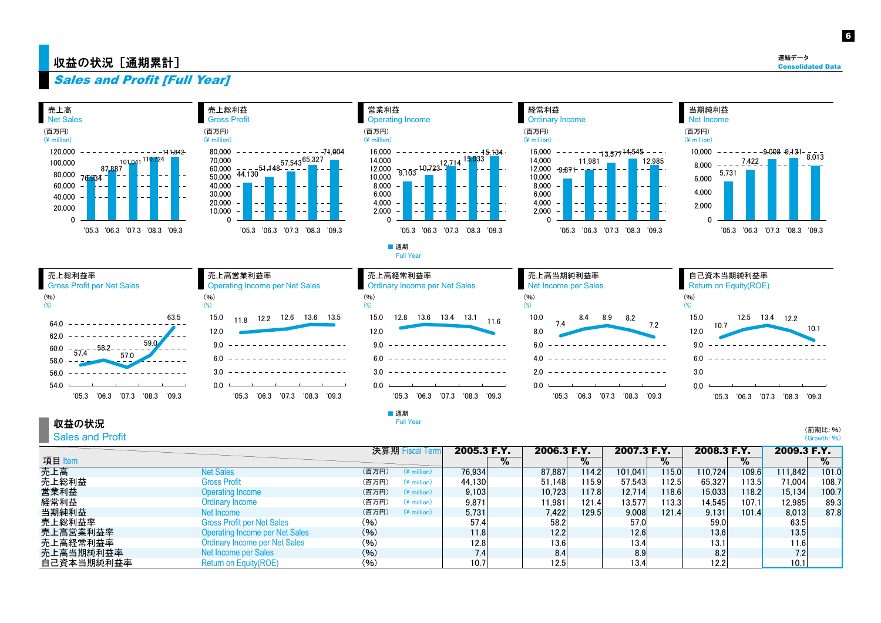# 収益の状況［通期累計］

## *Sales and Profit [Full Year]*

連結データ
Consolidated Data

### 売上高 Net Sales
（百万円）(¥ million)

| '05.3 | '06.3 | '07.3 | '08.3 | '09.3 |
|---|---|---|---|---|
| 76,934 | 87,887 | 101,041 | 110,724 | 111,842 |

### 売上総利益 Gross Profit
（百万円）(¥ million)

| '05.3 | '06.3 | '07.3 | '08.3 | '09.3 |
|---|---|---|---|---|
| 44,130 | 51,148 | 57,543 | 65,327 | 71,004 |

### 営業利益 Operating Income
（百万円）(¥ million)

| '05.3 | '06.3 | '07.3 | '08.3 | '09.3 |
|---|---|---|---|---|
| 9,103 | 10,723 | 12,714 | 15,033 | 15,134 |

### 経常利益 Ordinary Income
（百万円）(¥ million)

| '05.3 | '06.3 | '07.3 | '08.3 | '09.3 |
|---|---|---|---|---|
| 9,871 | 11,981 | 13,577 | 14,545 | 12,985 |

### 当期純利益 Net Income
（百万円）(¥ million)

| '05.3 | '06.3 | '07.3 | '08.3 | '09.3 |
|---|---|---|---|---|
| 5,731 | 7,422 | 9,008 | 9,131 | 8,013 |

■ 通期 Full Year

### 売上総利益率 Gross Profit per Net Sales
（%）(%)

| '05.3 | '06.3 | '07.3 | '08.3 | '09.3 |
|---|---|---|---|---|
| 57.4 | 58.2 | 57.0 | 59.0 | 63.5 |

### 売上高営業利益率 Operating Income per Net Sales
（%）(%)

| '05.3 | '06.3 | '07.3 | '08.3 | '09.3 |
|---|---|---|---|---|
| 11.8 | 12.2 | 12.6 | 13.6 | 13.5 |

### 売上高経常利益率 Ordinary Income per Net Sales
（%）(%)

| '05.3 | '06.3 | '07.3 | '08.3 | '09.3 |
|---|---|---|---|---|
| 12.8 | 13.6 | 13.4 | 13.1 | 11.6 |

### 売上高当期純利益率 Net Income per Sales
（%）(%)

| '05.3 | '06.3 | '07.3 | '08.3 | '09.3 |
|---|---|---|---|---|
| 7.4 | 8.4 | 8.9 | 8.2 | 7.2 |

### 自己資本当期純利益率 Return on Equity(ROE)
（%）(%)

| '05.3 | '06.3 | '07.3 | '08.3 | '09.3 |
|---|---|---|---|---|
| 10.7 | 12.5 | 13.4 | 12.2 | 10.1 |

■ 通期 Full Year

## 収益の状況 Sales and Profit

（前期比：%）(Growth：%)

| 項目 Item | | 決算期 Fiscal Term | 2005.3 F.Y. | % | 2006.3 F.Y. | % | 2007.3 F.Y. | % | 2008.3 F.Y. | % | 2009.3 F.Y. | % |
|---|---|---|---|---|---|---|---|---|---|---|---|---|
| 売上高 | Net Sales | （百万円）(¥ million) | 76,934 | | 87,887 | 114.2 | 101,041 | 115.0 | 110,724 | 109.6 | 111,842 | 101.0 |
| 売上総利益 | Gross Profit | （百万円）(¥ million) | 44,130 | | 51,148 | 115.9 | 57,543 | 112.5 | 65,327 | 113.5 | 71,004 | 108.7 |
| 営業利益 | Operating Income | （百万円）(¥ million) | 9,103 | | 10,723 | 117.8 | 12,714 | 118.6 | 15,033 | 118.2 | 15,134 | 100.7 |
| 経常利益 | Ordinary Income | （百万円）(¥ million) | 9,871 | | 11,981 | 121.4 | 13,577 | 113.3 | 14,545 | 107.1 | 12,985 | 89.3 |
| 当期純利益 | Net Income | （百万円）(¥ million) | 5,731 | | 7,422 | 129.5 | 9,008 | 121.4 | 9,131 | 101.4 | 8,013 | 87.8 |
| 売上総利益率 | Gross Profit per Net Sales | （%） | 57.4 | | 58.2 | | 57.0 | | 59.0 | | 63.5 | |
| 売上高営業利益率 | Operating Income per Net Sales | （%） | 11.8 | | 12.2 | | 12.6 | | 13.6 | | 13.5 | |
| 売上高経常利益率 | Ordinary Income per Net Sales | （%） | 12.8 | | 13.6 | | 13.4 | | 13.1 | | 11.6 | |
| 売上高当期純利益率 | Net Income per Sales | （%） | 7.4 | | 8.4 | | 8.9 | | 8.2 | | 7.2 | |
| 自己資本当期純利益率 | Return on Equity(ROE) | （%） | 10.7 | | 12.5 | | 13.4 | | 12.2 | | 10.1 | |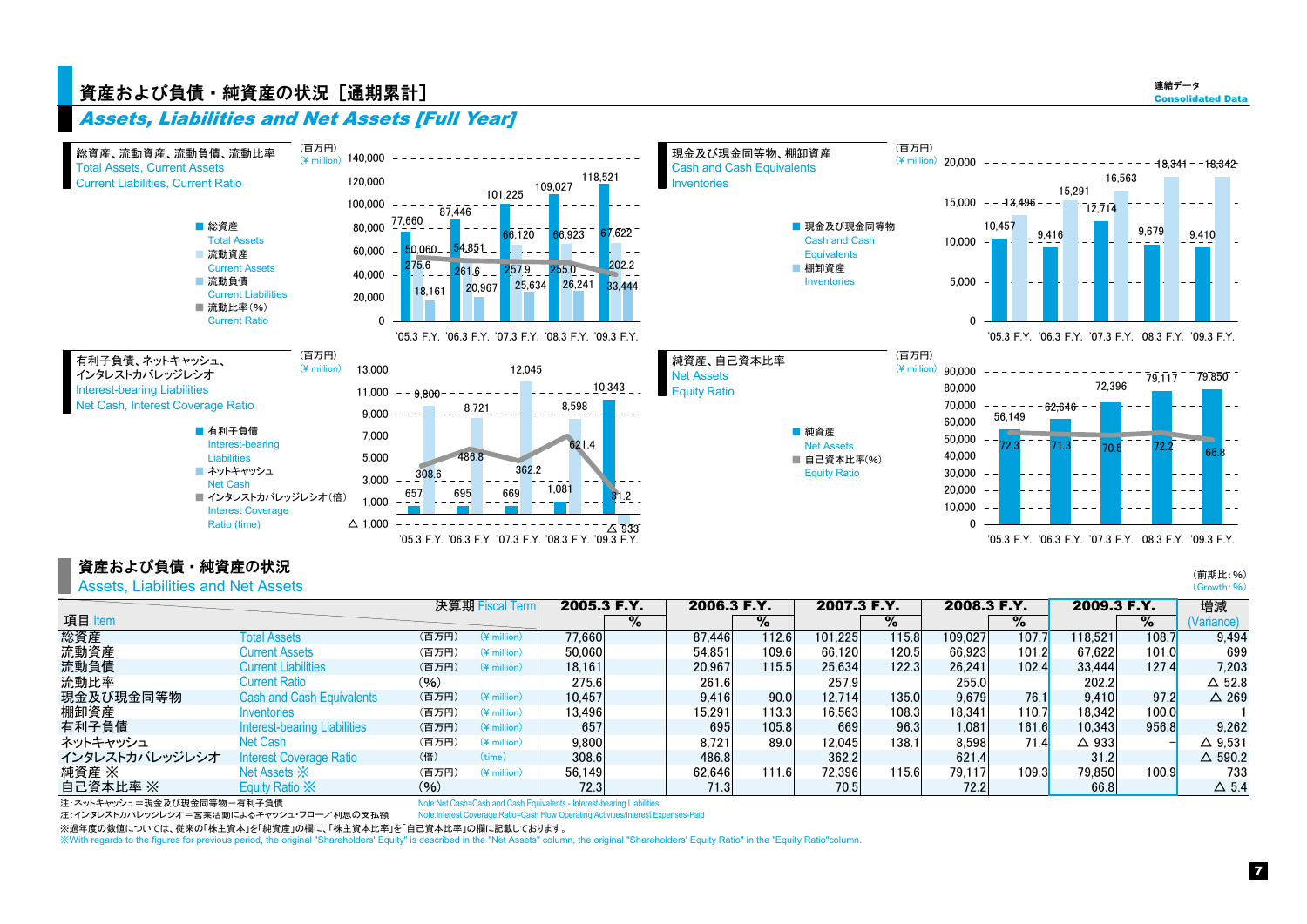# 資産および負債・純資産の状況［通期累計］
## Assets, Liabilities and Net Assets [Full Year]

連結データ
Consolidated Data

### 総資産、流動資産、流動負債、流動比率
Total Assets, Current Assets
Current Liabilities, Current Ratio

(百万円)(¥ million)

| | '05.3 F.Y. | '06.3 F.Y. | '07.3 F.Y. | '08.3 F.Y. | '09.3 F.Y. |
|---|---|---|---|---|---|
| 総資産 Total Assets | 77,660 | 87,446 | 101,225 | 109,027 | 118,521 |
| 流動資産 Current Assets | 50,060 | 54,851 | 66,120 | 66,923 | 67,622 |
| 流動負債 Current Liabilities | 18,161 | 20,967 | 25,634 | 26,241 | 33,444 |
| 流動比率(%) Current Ratio | 275.6 | 261.6 | 257.9 | 255.0 | 202.2 |

### 現金及び現金同等物、棚卸資産
Cash and Cash Equivalents
Inventories

(百万円)(¥ million)

| | '05.3 F.Y. | '06.3 F.Y. | '07.3 F.Y. | '08.3 F.Y. | '09.3 F.Y. |
|---|---|---|---|---|---|
| 現金及び現金同等物 Cash and Cash Equivalents | 10,457 | 9,416 | 12,714 | 9,679 | 9,410 |
| 棚卸資産 Inventories | 13,496 | 15,291 | 16,563 | 18,341 | 18,342 |

### 有利子負債、ネットキャッシュ、インタレストカバレッジレシオ
Interest-bearing Liabilities
Net Cash, Interest Coverage Ratio

(百万円)(¥ million)

| | '05.3 F.Y. | '06.3 F.Y. | '07.3 F.Y. | '08.3 F.Y. | '09.3 F.Y. |
|---|---|---|---|---|---|
| 有利子負債 Interest-bearing Liabilities | 657 | 695 | 669 | 1,081 | 10,343 |
| ネットキャッシュ Net Cash | 9,800 | 8,721 | 12,045 | 8,598 | △ 933 |
| インタレストカバレッジレシオ(倍) Interest Coverage Ratio (time) | 308.6 | 486.8 | 362.2 | 621.4 | 31.2 |

### 純資産、自己資本比率
Net Assets
Equity Ratio

(百万円)(¥ million)

| | '05.3 F.Y. | '06.3 F.Y. | '07.3 F.Y. | '08.3 F.Y. | '09.3 F.Y. |
|---|---|---|---|---|---|
| 純資産 Net Assets | 56,149 | 62,646 | 72,396 | 79,117 | 79,850 |
| 自己資本比率(%) Equity Ratio | 72.3 | 71.3 | 70.5 | 72.2 | 66.8 |

## 資産および負債・純資産の状況
Assets, Liabilities and Net Assets

(前期比：%)
(Growth：%)

| 項目 Item | | 決算期 Fiscal Term | 2005.3 F.Y. | % | 2006.3 F.Y. | % | 2007.3 F.Y. | % | 2008.3 F.Y. | % | 2009.3 F.Y. | % | 増減 (Variance) |
|---|---|---|---|---|---|---|---|---|---|---|---|---|---|
| 総資産 | Total Assets | (百万円) (¥ million) | 77,660 | | 87,446 | 112.6 | 101,225 | 115.8 | 109,027 | 107.7 | 118,521 | 108.7 | 9,494 |
| 流動資産 | Current Assets | (百万円) (¥ million) | 50,060 | | 54,851 | 109.6 | 66,120 | 120.5 | 66,923 | 101.2 | 67,622 | 101.0 | 699 |
| 流動負債 | Current Liabilities | (百万円) (¥ million) | 18,161 | | 20,967 | 115.5 | 25,634 | 122.3 | 26,241 | 102.4 | 33,444 | 127.4 | 7,203 |
| 流動比率 | Current Ratio | (%) | 275.6 | | 261.6 | | 257.9 | | 255.0 | | 202.2 | | △ 52.8 |
| 現金及び現金同等物 | Cash and Cash Equivalents | (百万円) (¥ million) | 10,457 | | 9,416 | 90.0 | 12,714 | 135.0 | 9,679 | 76.1 | 9,410 | 97.2 | △ 269 |
| 棚卸資産 | Inventories | (百万円) (¥ million) | 13,496 | | 15,291 | 113.3 | 16,563 | 108.3 | 18,341 | 110.7 | 18,342 | 100.0 | 1 |
| 有利子負債 | Interest-bearing Liabilities | (百万円) (¥ million) | 657 | | 695 | 105.8 | 669 | 96.3 | 1,081 | 161.6 | 10,343 | 956.8 | 9,262 |
| ネットキャッシュ | Net Cash | (百万円) (¥ million) | 9,800 | | 8,721 | 89.0 | 12,045 | 138.1 | 8,598 | 71.4 | △ 933 | − | △ 9,531 |
| インタレストカバレッジレシオ | Interest Coverage Ratio | (倍) (time) | 308.6 | | 486.8 | | 362.2 | | 621.4 | | 31.2 | | △ 590.2 |
| 純資産 ※ | Net Assets ※ | (百万円) (¥ million) | 56,149 | | 62,646 | 111.6 | 72,396 | 115.6 | 79,117 | 109.3 | 79,850 | 100.9 | 733 |
| 自己資本比率 ※ | Equity Ratio ※ | (%) | 72.3 | | 71.3 | | 70.5 | | 72.2 | | 66.8 | | △ 5.4 |

注：ネットキャッシュ＝現金及び現金同等物－有利子負債　Note:Net Cash=Cash and Cash Equivalents - Interest-bearing Liabilities
注：インタレストカバレッジレシオ＝営業活動によるキャッシュ・フロー／利息の支払額　Note:Interest Coverage Ratio=Cash Flow Operating Activities/Interest Expenses-Paid
※過年度の数値については、従来の「株主資本」を「純資産」の欄に、「株主資本比率」を「自己資本比率」の欄に記載しております。
※With regards to the figures for previous period, the original "Shareholders' Equity" is described in the "Net Assets" column, the original "Shareholders' Equity Ratio" in the "Equity Ratio"column.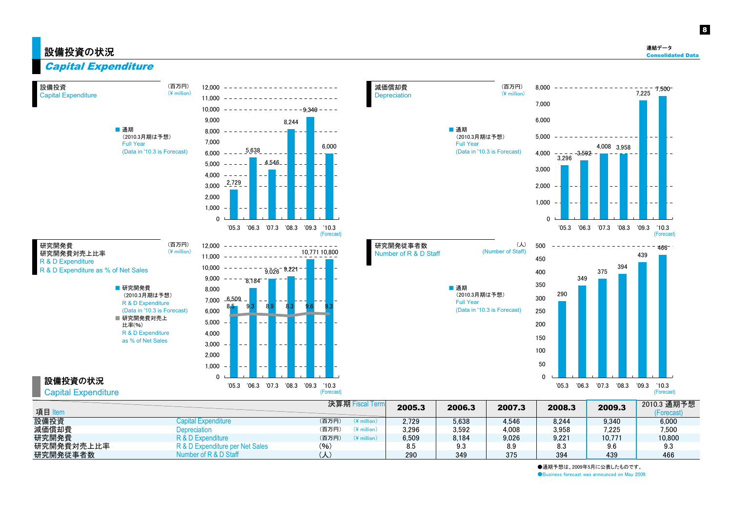# 設備投資の状況

## *Capital Expenditure*

連結データ
**Consolidated Data**

### 設備投資 Capital Expenditure

（百万円）(¥ million)

■ 通期（2010.3月期は予想） Full Year (Data in '10.3 is Forecast)

| '05.3 | '06.3 | '07.3 | '08.3 | '09.3 | '10.3 (Forecast) |
|---|---|---|---|---|---|
| 2,729 | 5,638 | 4,546 | 8,244 | 9,340 | 6,000 |

### 減価償却費 Depreciation

（百万円）(¥ million)

■ 通期（2010.3月期は予想） Full Year (Data in '10.3 is Forecast)

| '05.3 | '06.3 | '07.3 | '08.3 | '09.3 | '10.3 (Forecast) |
|---|---|---|---|---|---|
| 3,296 | 3,592 | 4,008 | 3,958 | 7,225 | 7,500 |

### 研究開発費 研究開発費対売上比率 R & D Expenditure R & D Expenditure as % of Net Sales

（百万円）(¥ million)

■ 研究開発費（2010.3月期は予想） R & D Expenditure (Data in '10.3 is Forecast)
■ 研究開発費対売上比率(%) R & D Expenditure as % of Net Sales

| | '05.3 | '06.3 | '07.3 | '08.3 | '09.3 | '10.3 (Forecast) |
|---|---|---|---|---|---|---|
| R & D Expenditure | 6,509 | 8,184 | 9,026 | 9,221 | 10,771 | 10,800 |
| % of Net Sales | 8.5 | 9.3 | 8.9 | 8.3 | 9.6 | 9.3 |

### 研究開発従事者数 Number of R & D Staff

（人）(Number of Staff)

■ 通期（2010.3月期は予想） Full Year (Data in '10.3 is Forecast)

| '05.3 | '06.3 | '07.3 | '08.3 | '09.3 | '10.3 (Forecast) |
|---|---|---|---|---|---|
| 290 | 349 | 375 | 394 | 439 | 466 |

## 設備投資の状況 Capital Expenditure

| 項目 Item | | 決算期 Fiscal Term | 2005.3 | 2006.3 | 2007.3 | 2008.3 | 2009.3 | 2010.3 通期予想 (Forecast) |
|---|---|---|---|---|---|---|---|---|
| 設備投資 | Capital Expenditure | (百万円) (¥ million) | 2,729 | 5,638 | 4,546 | 8,244 | 9,340 | 6,000 |
| 減価償却費 | Depreciation | (百万円) (¥ million) | 3,296 | 3,592 | 4,008 | 3,958 | 7,225 | 7,500 |
| 研究開発費 | R & D Expenditure | (百万円) (¥ million) | 6,509 | 8,184 | 9,026 | 9,221 | 10,771 | 10,800 |
| 研究開発費対売上比率 | R & D Expenditure per Net Sales | (%) | 8.5 | 9.3 | 8.9 | 8.3 | 9.6 | 9.3 |
| 研究開発従事者数 | Number of R & D Staff | (人) | 290 | 349 | 375 | 394 | 439 | 466 |

●通期予想は、2009年5月に公表したものです。
●Business forecast was announced on May 2009.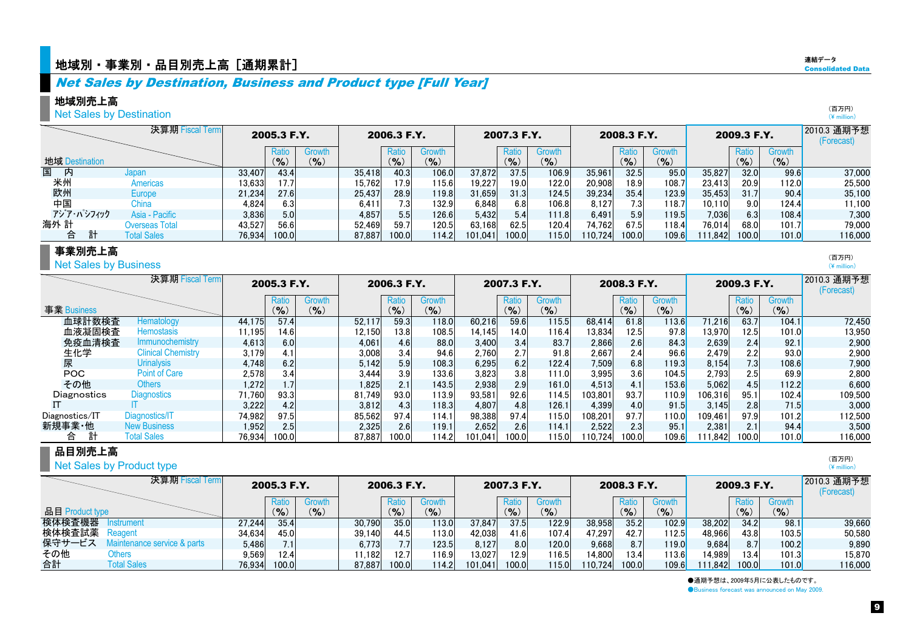# 地域別・事業別・品目別売上高［通期累計］

## Net Sales by Destination, Business and Product type [Full Year]

連結データ
Consolidated Data

### 地域別売上高
Net Sales by Destination

（百万円）
(¥ million)

| 地域 Destination | 2005.3 F.Y. | Ratio (%) | Growth (%) | 2006.3 F.Y. | Ratio (%) | Growth (%) | 2007.3 F.Y. | Ratio (%) | Growth (%) | 2008.3 F.Y. | Ratio (%) | Growth (%) | 2009.3 F.Y. | Ratio (%) | Growth (%) | 2010.3 通期予想 (Forecast) |
|---|---|---|---|---|---|---|---|---|---|---|---|---|---|---|---|---|
| 国内 Japan | 33,407 | 43.4 | | 35,418 | 40.3 | 106.0 | 37,872 | 37.5 | 106.9 | 35,961 | 32.5 | 95.0 | 35,827 | 32.0 | 99.6 | 37,000 |
| 米州 Americas | 13,633 | 17.7 | | 15,762 | 17.9 | 115.6 | 19,227 | 19.0 | 122.0 | 20,908 | 18.9 | 108.7 | 23,413 | 20.9 | 112.0 | 25,500 |
| 欧州 Europe | 21,234 | 27.6 | | 25,437 | 28.9 | 119.8 | 31,659 | 31.3 | 124.5 | 39,234 | 35.4 | 123.9 | 35,453 | 31.7 | 90.4 | 35,100 |
| 中国 China | 4,824 | 6.3 | | 6,411 | 7.3 | 132.9 | 6,848 | 6.8 | 106.8 | 8,127 | 7.3 | 118.7 | 10,110 | 9.0 | 124.4 | 11,100 |
| アジア･パシフィック Asia - Pacific | 3,836 | 5.0 | | 4,857 | 5.5 | 126.6 | 5,432 | 5.4 | 111.8 | 6,491 | 5.9 | 119.5 | 7,036 | 6.3 | 108.4 | 7,300 |
| 海外計 Overseas Total | 43,527 | 56.6 | | 52,469 | 59.7 | 120.5 | 63,168 | 62.5 | 120.4 | 74,762 | 67.5 | 118.4 | 76,014 | 68.0 | 101.7 | 79,000 |
| 合計 Total Sales | 76,934 | 100.0 | | 87,887 | 100.0 | 114.2 | 101,041 | 100.0 | 115.0 | 110,724 | 100.0 | 109.6 | 111,842 | 100.0 | 101.0 | 116,000 |

### 事業別売上高
Net Sales by Business

（百万円）
(¥ million)

| 事業 Business | 2005.3 F.Y. | Ratio (%) | Growth (%) | 2006.3 F.Y. | Ratio (%) | Growth (%) | 2007.3 F.Y. | Ratio (%) | Growth (%) | 2008.3 F.Y. | Ratio (%) | Growth (%) | 2009.3 F.Y. | Ratio (%) | Growth (%) | 2010.3 通期予想 (Forecast) |
|---|---|---|---|---|---|---|---|---|---|---|---|---|---|---|---|---|
| 血球計数検査 Hematology | 44,175 | 57.4 | | 52,117 | 59.3 | 118.0 | 60,216 | 59.6 | 115.5 | 68,414 | 61.8 | 113.6 | 71,216 | 63.7 | 104.1 | 72,450 |
| 血液凝固検査 Hemostasis | 11,195 | 14.6 | | 12,150 | 13.8 | 108.5 | 14,145 | 14.0 | 116.4 | 13,834 | 12.5 | 97.8 | 13,970 | 12.5 | 101.0 | 13,950 |
| 免疫血清検査 Immunochemistry | 4,613 | 6.0 | | 4,061 | 4.6 | 88.0 | 3,400 | 3.4 | 83.7 | 2,866 | 2.6 | 84.3 | 2,639 | 2.4 | 92.1 | 2,900 |
| 生化学 Clinical Chemistry | 3,179 | 4.1 | | 3,008 | 3.4 | 94.6 | 2,760 | 2.7 | 91.8 | 2,667 | 2.4 | 96.6 | 2,479 | 2.2 | 93.0 | 2,900 |
| 尿 Urinalysis | 4,748 | 6.2 | | 5,142 | 5.9 | 108.3 | 6,295 | 6.2 | 122.4 | 7,509 | 6.8 | 119.3 | 8,154 | 7.3 | 108.6 | 7,900 |
| POC Point of Care | 2,578 | 3.4 | | 3,444 | 3.9 | 133.6 | 3,823 | 3.8 | 111.0 | 3,995 | 3.6 | 104.5 | 2,793 | 2.5 | 69.9 | 2,800 |
| その他 Others | 1,272 | 1.7 | | 1,825 | 2.1 | 143.5 | 2,938 | 2.9 | 161.0 | 4,513 | 4.1 | 153.6 | 5,062 | 4.5 | 112.2 | 6,600 |
| Diagnostics Diagnostics | 71,760 | 93.3 | | 81,749 | 93.0 | 113.9 | 93,581 | 92.6 | 114.5 | 103,801 | 93.7 | 110.9 | 106,316 | 95.1 | 102.4 | 109,500 |
| IT IT | 3,222 | 4.2 | | 3,812 | 4.3 | 118.3 | 4,807 | 4.8 | 126.1 | 4,399 | 4.0 | 91.5 | 3,145 | 2.8 | 71.5 | 3,000 |
| Diagnostics/IT Diagnostics/IT | 74,982 | 97.5 | | 85,562 | 97.4 | 114.1 | 98,388 | 97.4 | 115.0 | 108,201 | 97.7 | 110.0 | 109,461 | 97.9 | 101.2 | 112,500 |
| 新規事業・他 New Business | 1,952 | 2.5 | | 2,325 | 2.6 | 119.1 | 2,652 | 2.6 | 114.1 | 2,522 | 2.3 | 95.1 | 2,381 | 2.1 | 94.4 | 3,500 |
| 合計 Total Sales | 76,934 | 100.0 | | 87,887 | 100.0 | 114.2 | 101,041 | 100.0 | 115.0 | 110,724 | 100.0 | 109.6 | 111,842 | 100.0 | 101.0 | 116,000 |

### 品目別売上高
Net Sales by Product type

（百万円）
(¥ million)

| 品目 Product type | 2005.3 F.Y. | Ratio (%) | Growth (%) | 2006.3 F.Y. | Ratio (%) | Growth (%) | 2007.3 F.Y. | Ratio (%) | Growth (%) | 2008.3 F.Y. | Ratio (%) | Growth (%) | 2009.3 F.Y. | Ratio (%) | Growth (%) | 2010.3 通期予想 (Forecast) |
|---|---|---|---|---|---|---|---|---|---|---|---|---|---|---|---|---|
| 検体検査機器 Instrument | 27,244 | 35.4 | | 30,790 | 35.0 | 113.0 | 37,847 | 37.5 | 122.9 | 38,958 | 35.2 | 102.9 | 38,202 | 34.2 | 98.1 | 39,660 |
| 検体検査試薬 Reagent | 34,634 | 45.0 | | 39,140 | 44.5 | 113.0 | 42,038 | 41.6 | 107.4 | 47,297 | 42.7 | 112.5 | 48,966 | 43.8 | 103.5 | 50,580 |
| 保守サービス Maintenance service & parts | 5,486 | 7.1 | | 6,773 | 7.7 | 123.5 | 8,127 | 8.0 | 120.0 | 9,668 | 8.7 | 119.0 | 9,684 | 8.7 | 100.2 | 9,890 |
| その他 Others | 9,569 | 12.4 | | 11,182 | 12.7 | 116.9 | 13,027 | 12.9 | 116.5 | 14,800 | 13.4 | 113.6 | 14,989 | 13.4 | 101.3 | 15,870 |
| 合計 Total Sales | 76,934 | 100.0 | | 87,887 | 100.0 | 114.2 | 101,041 | 100.0 | 115.0 | 110,724 | 100.0 | 109.6 | 111,842 | 100.0 | 101.0 | 116,000 |

●通期予想は、2009年5月に公表したものです。
●Business forecast was announced on May 2009.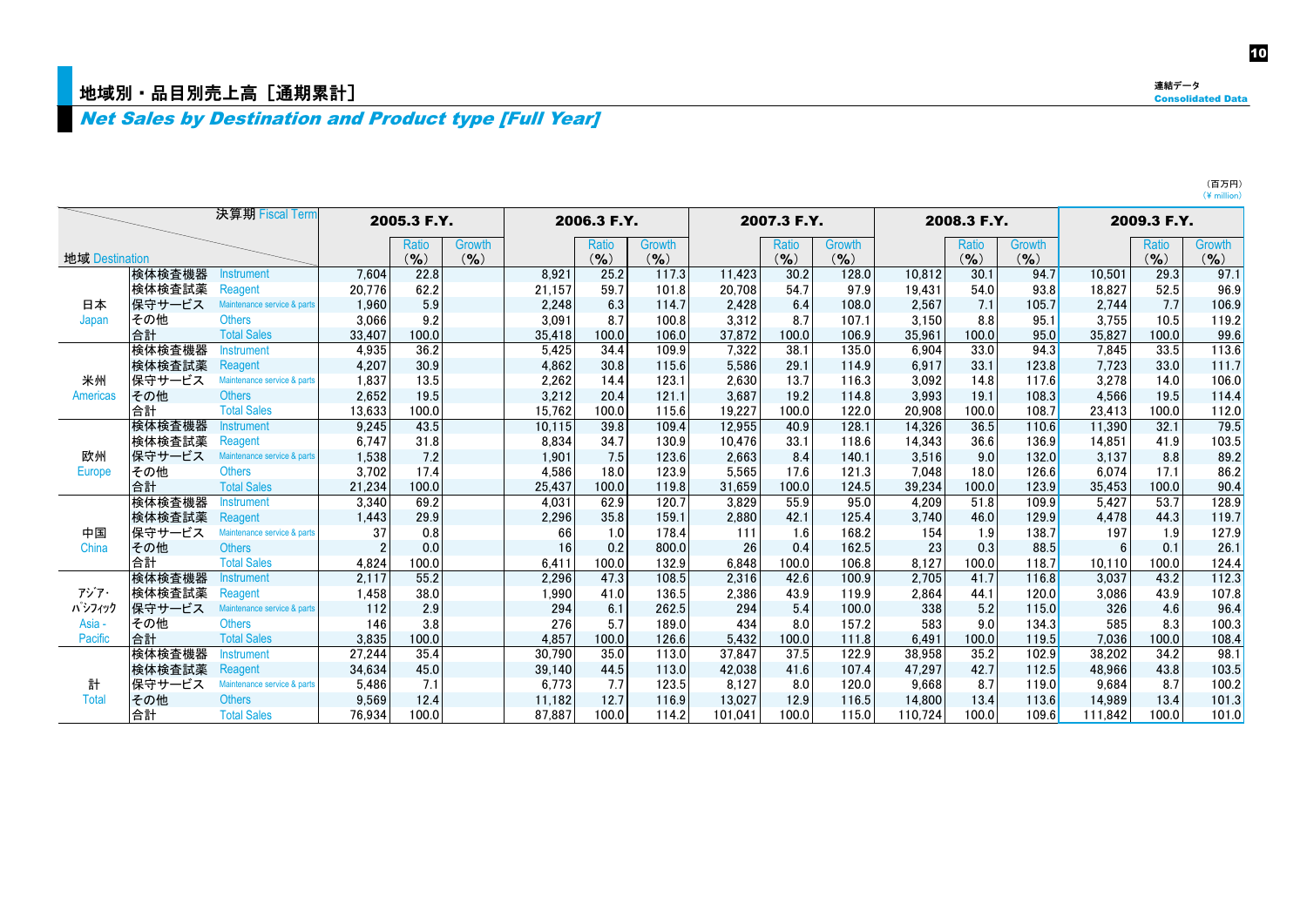# 地域別・品目別売上高［通期累計］

## *Net Sales by Destination and Product type [Full Year]*

連結データ
Consolidated Data

（百万円）
（¥ million）

| 地域 Destination | | 決算期 Fiscal Term | 2005.3 F.Y. | | | 2006.3 F.Y. | | | 2007.3 F.Y. | | | 2008.3 F.Y. | | | 2009.3 F.Y. | | |
|---|---|---|---|---|---|---|---|---|---|---|---|---|---|---|---|---|---|
| | | | | Ratio (%) | Growth (%) | | Ratio (%) | Growth (%) | | Ratio (%) | Growth (%) | | Ratio (%) | Growth (%) | | Ratio (%) | Growth (%) |
| 日本 Japan | 検体検査機器 | Instrument | 7,604 | 22.8 | | 8,921 | 25.2 | 117.3 | 11,423 | 30.2 | 128.0 | 10,812 | 30.1 | 94.7 | 10,501 | 29.3 | 97.1 |
| | 検体検査試薬 | Reagent | 20,776 | 62.2 | | 21,157 | 59.7 | 101.8 | 20,708 | 54.7 | 97.9 | 19,431 | 54.0 | 93.8 | 18,827 | 52.5 | 96.9 |
| | 保守サービス | Maintenance service & parts | 1,960 | 5.9 | | 2,248 | 6.3 | 114.7 | 2,428 | 6.4 | 108.0 | 2,567 | 7.1 | 105.7 | 2,744 | 7.7 | 106.9 |
| | その他 | Others | 3,066 | 9.2 | | 3,091 | 8.7 | 100.8 | 3,312 | 8.7 | 107.1 | 3,150 | 8.8 | 95.1 | 3,755 | 10.5 | 119.2 |
| | 合計 | Total Sales | 33,407 | 100.0 | | 35,418 | 100.0 | 106.0 | 37,872 | 100.0 | 106.9 | 35,961 | 100.0 | 95.0 | 35,827 | 100.0 | 99.6 |
| 米州 Americas | 検体検査機器 | Instrument | 4,935 | 36.2 | | 5,425 | 34.4 | 109.9 | 7,322 | 38.1 | 135.0 | 6,904 | 33.0 | 94.3 | 7,845 | 33.5 | 113.6 |
| | 検体検査試薬 | Reagent | 4,207 | 30.9 | | 4,862 | 30.8 | 115.6 | 5,586 | 29.1 | 114.9 | 6,917 | 33.1 | 123.8 | 7,723 | 33.0 | 111.7 |
| | 保守サービス | Maintenance service & parts | 1,837 | 13.5 | | 2,262 | 14.4 | 123.1 | 2,630 | 13.7 | 116.3 | 3,092 | 14.8 | 117.6 | 3,278 | 14.0 | 106.0 |
| | その他 | Others | 2,652 | 19.5 | | 3,212 | 20.4 | 121.1 | 3,687 | 19.2 | 114.8 | 3,993 | 19.1 | 108.3 | 4,566 | 19.5 | 114.4 |
| | 合計 | Total Sales | 13,633 | 100.0 | | 15,762 | 100.0 | 115.6 | 19,227 | 100.0 | 122.0 | 20,908 | 100.0 | 108.7 | 23,413 | 100.0 | 112.0 |
| 欧州 Europe | 検体検査機器 | Instrument | 9,245 | 43.5 | | 10,115 | 39.8 | 109.4 | 12,955 | 40.9 | 128.1 | 14,326 | 36.5 | 110.6 | 11,390 | 32.1 | 79.5 |
| | 検体検査試薬 | Reagent | 6,747 | 31.8 | | 8,834 | 34.7 | 130.9 | 10,476 | 33.1 | 118.6 | 14,343 | 36.6 | 136.9 | 14,851 | 41.9 | 103.5 |
| | 保守サービス | Maintenance service & parts | 1,538 | 7.2 | | 1,901 | 7.5 | 123.6 | 2,663 | 8.4 | 140.1 | 3,516 | 9.0 | 132.0 | 3,137 | 8.8 | 89.2 |
| | その他 | Others | 3,702 | 17.4 | | 4,586 | 18.0 | 123.9 | 5,565 | 17.6 | 121.3 | 7,048 | 18.0 | 126.6 | 6,074 | 17.1 | 86.2 |
| | 合計 | Total Sales | 21,234 | 100.0 | | 25,437 | 100.0 | 119.8 | 31,659 | 100.0 | 124.5 | 39,234 | 100.0 | 123.9 | 35,453 | 100.0 | 90.4 |
| 中国 China | 検体検査機器 | Instrument | 3,340 | 69.2 | | 4,031 | 62.9 | 120.7 | 3,829 | 55.9 | 95.0 | 4,209 | 51.8 | 109.9 | 5,427 | 53.7 | 128.9 |
| | 検体検査試薬 | Reagent | 1,443 | 29.9 | | 2,296 | 35.8 | 159.1 | 2,880 | 42.1 | 125.4 | 3,740 | 46.0 | 129.9 | 4,478 | 44.3 | 119.7 |
| | 保守サービス | Maintenance service & parts | 37 | 0.8 | | 66 | 1.0 | 178.4 | 111 | 1.6 | 168.2 | 154 | 1.9 | 138.7 | 197 | 1.9 | 127.9 |
| | その他 | Others | 2 | 0.0 | | 16 | 0.2 | 800.0 | 26 | 0.4 | 162.5 | 23 | 0.3 | 88.5 | 6 | 0.1 | 26.1 |
| | 合計 | Total Sales | 4,824 | 100.0 | | 6,411 | 100.0 | 132.9 | 6,848 | 100.0 | 106.8 | 8,127 | 100.0 | 118.7 | 10,110 | 100.0 | 124.4 |
| ｱｼﾞｱ・ﾊﾟｼﾌｨｯｸ Asia - Pacific | 検体検査機器 | Instrument | 2,117 | 55.2 | | 2,296 | 47.3 | 108.5 | 2,316 | 42.6 | 100.9 | 2,705 | 41.7 | 116.8 | 3,037 | 43.2 | 112.3 |
| | 検体検査試薬 | Reagent | 1,458 | 38.0 | | 1,990 | 41.0 | 136.5 | 2,386 | 43.9 | 119.9 | 2,864 | 44.1 | 120.0 | 3,086 | 43.9 | 107.8 |
| | 保守サービス | Maintenance service & parts | 112 | 2.9 | | 294 | 6.1 | 262.5 | 294 | 5.4 | 100.0 | 338 | 5.2 | 115.0 | 326 | 4.6 | 96.4 |
| | その他 | Others | 146 | 3.8 | | 276 | 5.7 | 189.0 | 434 | 8.0 | 157.2 | 583 | 9.0 | 134.3 | 585 | 8.3 | 100.3 |
| | 合計 | Total Sales | 3,835 | 100.0 | | 4,857 | 100.0 | 126.6 | 5,432 | 100.0 | 111.8 | 6,491 | 100.0 | 119.5 | 7,036 | 100.0 | 108.4 |
| 計 Total | 検体検査機器 | Instrument | 27,244 | 35.4 | | 30,790 | 35.0 | 113.0 | 37,847 | 37.5 | 122.9 | 38,958 | 35.2 | 102.9 | 38,202 | 34.2 | 98.1 |
| | 検体検査試薬 | Reagent | 34,634 | 45.0 | | 39,140 | 44.5 | 113.0 | 42,038 | 41.6 | 107.4 | 47,297 | 42.7 | 112.5 | 48,966 | 43.8 | 103.5 |
| | 保守サービス | Maintenance service & parts | 5,486 | 7.1 | | 6,773 | 7.7 | 123.5 | 8,127 | 8.0 | 120.0 | 9,668 | 8.7 | 119.0 | 9,684 | 8.7 | 100.2 |
| | その他 | Others | 9,569 | 12.4 | | 11,182 | 12.7 | 116.9 | 13,027 | 12.9 | 116.5 | 14,800 | 13.4 | 113.6 | 14,989 | 13.4 | 101.3 |
| | 合計 | Total Sales | 76,934 | 100.0 | | 87,887 | 100.0 | 114.2 | 101,041 | 100.0 | 115.0 | 110,724 | 100.0 | 109.6 | 111,842 | 100.0 | 101.0 |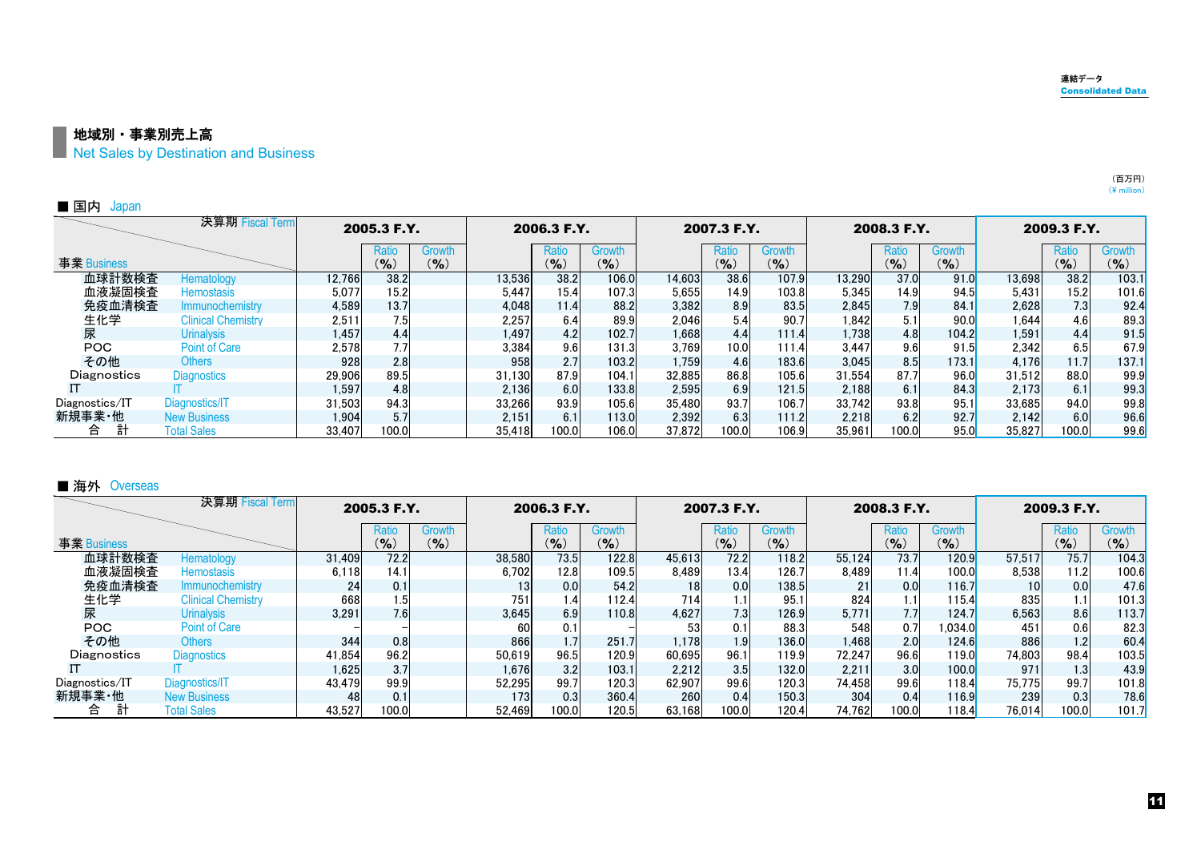連結データ
Consolidated Data

## 地域別・事業別売上高
Net Sales by Destination and Business

（百万円）
(¥ million)

### ■ 国内 Japan

| 事業 Business | | 2005.3 F.Y. | Ratio (%) | Growth (%) | 2006.3 F.Y. | Ratio (%) | Growth (%) | 2007.3 F.Y. | Ratio (%) | Growth (%) | 2008.3 F.Y. | Ratio (%) | Growth (%) | 2009.3 F.Y. | Ratio (%) | Growth (%) |
|---|---|---|---|---|---|---|---|---|---|---|---|---|---|---|---|---|
| 血球計数検査 | Hematology | 12,766 | 38.2 | | 13,536 | 38.2 | 106.0 | 14,603 | 38.6 | 107.9 | 13,290 | 37.0 | 91.0 | 13,698 | 38.2 | 103.1 |
| 血液凝固検査 | Hemostasis | 5,077 | 15.2 | | 5,447 | 15.4 | 107.3 | 5,655 | 14.9 | 103.8 | 5,345 | 14.9 | 94.5 | 5,431 | 15.2 | 101.6 |
| 免疫血清検査 | Immunochemistry | 4,589 | 13.7 | | 4,048 | 11.4 | 88.2 | 3,382 | 8.9 | 83.5 | 2,845 | 7.9 | 84.1 | 2,628 | 7.3 | 92.4 |
| 生化学 | Clinical Chemistry | 2,511 | 7.5 | | 2,257 | 6.4 | 89.9 | 2,046 | 5.4 | 90.7 | 1,842 | 5.1 | 90.0 | 1,644 | 4.6 | 89.3 |
| 尿 | Urinalysis | 1,457 | 4.4 | | 1,497 | 4.2 | 102.7 | 1,668 | 4.4 | 111.4 | 1,738 | 4.8 | 104.2 | 1,591 | 4.4 | 91.5 |
| POC | Point of Care | 2,578 | 7.7 | | 3,384 | 9.6 | 131.3 | 3,769 | 10.0 | 111.4 | 3,447 | 9.6 | 91.5 | 2,342 | 6.5 | 67.9 |
| その他 | Others | 928 | 2.8 | | 958 | 2.7 | 103.2 | 1,759 | 4.6 | 183.6 | 3,045 | 8.5 | 173.1 | 4,176 | 11.7 | 137.1 |
| Diagnostics | Diagnostics | 29,906 | 89.5 | | 31,130 | 87.9 | 104.1 | 32,885 | 86.8 | 105.6 | 31,554 | 87.7 | 96.0 | 31,512 | 88.0 | 99.9 |
| IT | IT | 1,597 | 4.8 | | 2,136 | 6.0 | 133.8 | 2,595 | 6.9 | 121.5 | 2,188 | 6.1 | 84.3 | 2,173 | 6.1 | 99.3 |
| Diagnostics/IT | Diagnostics/IT | 31,503 | 94.3 | | 33,266 | 93.9 | 105.6 | 35,480 | 93.7 | 106.7 | 33,742 | 93.8 | 95.1 | 33,685 | 94.0 | 99.8 |
| 新規事業・他 | New Business | 1,904 | 5.7 | | 2,151 | 6.1 | 113.0 | 2,392 | 6.3 | 111.2 | 2,218 | 6.2 | 92.7 | 2,142 | 6.0 | 96.6 |
| 合　計 | Total Sales | 33,407 | 100.0 | | 35,418 | 100.0 | 106.0 | 37,872 | 100.0 | 106.9 | 35,961 | 100.0 | 95.0 | 35,827 | 100.0 | 99.6 |

### ■ 海外 Overseas

| 事業 Business | | 2005.3 F.Y. | Ratio (%) | Growth (%) | 2006.3 F.Y. | Ratio (%) | Growth (%) | 2007.3 F.Y. | Ratio (%) | Growth (%) | 2008.3 F.Y. | Ratio (%) | Growth (%) | 2009.3 F.Y. | Ratio (%) | Growth (%) |
|---|---|---|---|---|---|---|---|---|---|---|---|---|---|---|---|---|
| 血球計数検査 | Hematology | 31,409 | 72.2 | | 38,580 | 73.5 | 122.8 | 45,613 | 72.2 | 118.2 | 55,124 | 73.7 | 120.9 | 57,517 | 75.7 | 104.3 |
| 血液凝固検査 | Hemostasis | 6,118 | 14.1 | | 6,702 | 12.8 | 109.5 | 8,489 | 13.4 | 126.7 | 8,489 | 11.4 | 100.0 | 8,538 | 11.2 | 100.6 |
| 免疫血清検査 | Immunochemistry | 24 | 0.1 | | 13 | 0.0 | 54.2 | 18 | 0.0 | 138.5 | 21 | 0.0 | 116.7 | 10 | 0.0 | 47.6 |
| 生化学 | Clinical Chemistry | 668 | 1.5 | | 751 | 1.4 | 112.4 | 714 | 1.1 | 95.1 | 824 | 1.1 | 115.4 | 835 | 1.1 | 101.3 |
| 尿 | Urinalysis | 3,291 | 7.6 | | 3,645 | 6.9 | 110.8 | 4,627 | 7.3 | 126.9 | 5,771 | 7.7 | 124.7 | 6,563 | 8.6 | 113.7 |
| POC | Point of Care | – | – | | 60 | 0.1 | – | 53 | 0.1 | 88.3 | 548 | 0.7 | 1,034.0 | 451 | 0.6 | 82.3 |
| その他 | Others | 344 | 0.8 | | 866 | 1.7 | 251.7 | 1,178 | 1.9 | 136.0 | 1,468 | 2.0 | 124.6 | 886 | 1.2 | 60.4 |
| Diagnostics | Diagnostics | 41,854 | 96.2 | | 50,619 | 96.5 | 120.9 | 60,695 | 96.1 | 119.9 | 72,247 | 96.6 | 119.0 | 74,803 | 98.4 | 103.5 |
| IT | IT | 1,625 | 3.7 | | 1,676 | 3.2 | 103.1 | 2,212 | 3.5 | 132.0 | 2,211 | 3.0 | 100.0 | 971 | 1.3 | 43.9 |
| Diagnostics/IT | Diagnostics/IT | 43,479 | 99.9 | | 52,295 | 99.7 | 120.3 | 62,907 | 99.6 | 120.3 | 74,458 | 99.6 | 118.4 | 75,775 | 99.7 | 101.8 |
| 新規事業・他 | New Business | 48 | 0.1 | | 173 | 0.3 | 360.4 | 260 | 0.4 | 150.3 | 304 | 0.4 | 116.9 | 239 | 0.3 | 78.6 |
| 合　計 | Total Sales | 43,527 | 100.0 | | 52,469 | 100.0 | 120.5 | 63,168 | 100.0 | 120.4 | 74,762 | 100.0 | 118.4 | 76,014 | 100.0 | 101.7 |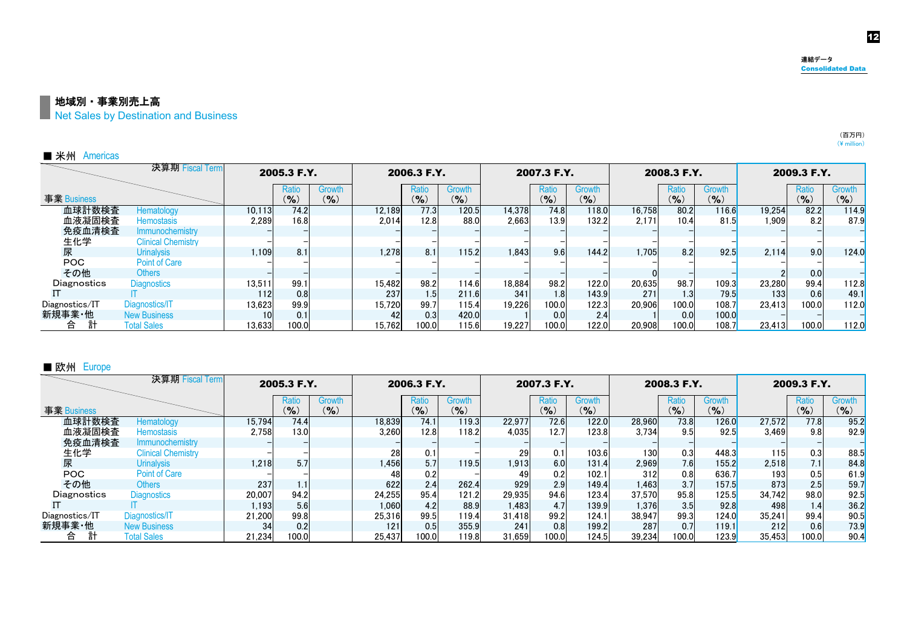連結データ
Consolidated Data

# 地域別・事業別売上高
## Net Sales by Destination and Business

（百万円）
(¥ million)

### ■ 米州 Americas

| 事業 Business | | 2005.3 F.Y. | Ratio (%) | Growth (%) | 2006.3 F.Y. | Ratio (%) | Growth (%) | 2007.3 F.Y. | Ratio (%) | Growth (%) | 2008.3 F.Y. | Ratio (%) | Growth (%) | 2009.3 F.Y. | Ratio (%) | Growth (%) |
|---|---|---|---|---|---|---|---|---|---|---|---|---|---|---|---|---|
| 血球計数検査 | Hematology | 10,113 | 74.2 | | 12,189 | 77.3 | 120.5 | 14,378 | 74.8 | 118.0 | 16,758 | 80.2 | 116.6 | 19,254 | 82.2 | 114.9 |
| 血液凝固検査 | Hemostasis | 2,289 | 16.8 | | 2,014 | 12.8 | 88.0 | 2,663 | 13.9 | 132.2 | 2,171 | 10.4 | 81.5 | 1,909 | 8.2 | 87.9 |
| 免疫血清検査 | Immunochemistry | – | – | | – | – | – | – | – | – | – | – | – | – | – | – |
| 生化学 | Clinical Chemistry | – | – | | – | – | – | – | – | – | – | – | – | – | – | – |
| 尿 | Urinalysis | 1,109 | 8.1 | | 1,278 | 8.1 | 115.2 | 1,843 | 9.6 | 144.2 | 1,705 | 8.2 | 92.5 | 2,114 | 9.0 | 124.0 |
| POC | Point of Care | – | – | | – | – | – | – | – | – | – | – | – | – | – | – |
| その他 | Others | – | – | | – | – | – | – | – | – | 0 | – | – | 2 | 0.0 | – |
| Diagnostics | Diagnostics | 13,511 | 99.1 | | 15,482 | 98.2 | 114.6 | 18,884 | 98.2 | 122.0 | 20,635 | 98.7 | 109.3 | 23,280 | 99.4 | 112.8 |
| IT | IT | 112 | 0.8 | | 237 | 1.5 | 211.6 | 341 | 1.8 | 143.9 | 271 | 1.3 | 79.5 | 133 | 0.6 | 49.1 |
| Diagnostics/IT | Diagnostics/IT | 13,623 | 99.9 | | 15,720 | 99.7 | 115.4 | 19,226 | 100.0 | 122.3 | 20,906 | 100.0 | 108.7 | 23,413 | 100.0 | 112.0 |
| 新規事業・他 | New Business | 10 | 0.1 | | 42 | 0.3 | 420.0 | 1 | 0.0 | 2.4 | 1 | 0.0 | 100.0 | – | – | – |
| 合　計 | Total Sales | 13,633 | 100.0 | | 15,762 | 100.0 | 115.6 | 19,227 | 100.0 | 122.0 | 20,908 | 100.0 | 108.7 | 23,413 | 100.0 | 112.0 |

### ■ 欧州 Europe

| 事業 Business | | 2005.3 F.Y. | Ratio (%) | Growth (%) | 2006.3 F.Y. | Ratio (%) | Growth (%) | 2007.3 F.Y. | Ratio (%) | Growth (%) | 2008.3 F.Y. | Ratio (%) | Growth (%) | 2009.3 F.Y. | Ratio (%) | Growth (%) |
|---|---|---|---|---|---|---|---|---|---|---|---|---|---|---|---|---|
| 血球計数検査 | Hematology | 15,794 | 74.4 | | 18,839 | 74.1 | 119.3 | 22,977 | 72.6 | 122.0 | 28,960 | 73.8 | 126.0 | 27,572 | 77.8 | 95.2 |
| 血液凝固検査 | Hemostasis | 2,758 | 13.0 | | 3,260 | 12.8 | 118.2 | 4,035 | 12.7 | 123.8 | 3,734 | 9.5 | 92.5 | 3,469 | 9.8 | 92.9 |
| 免疫血清検査 | Immunochemistry | – | – | | – | – | – | – | – | – | – | – | – | – | – | – |
| 生化学 | Clinical Chemistry | – | – | | 28 | 0.1 | – | 29 | 0.1 | 103.6 | 130 | 0.3 | 448.3 | 115 | 0.3 | 88.5 |
| 尿 | Urinalysis | 1,218 | 5.7 | | 1,456 | 5.7 | 119.5 | 1,913 | 6.0 | 131.4 | 2,969 | 7.6 | 155.2 | 2,518 | 7.1 | 84.8 |
| POC | Point of Care | – | – | | 48 | 0.2 | – | 49 | 0.2 | 102.1 | 312 | 0.8 | 636.7 | 193 | 0.5 | 61.9 |
| その他 | Others | 237 | 1.1 | | 622 | 2.4 | 262.4 | 929 | 2.9 | 149.4 | 1,463 | 3.7 | 157.5 | 873 | 2.5 | 59.7 |
| Diagnostics | Diagnostics | 20,007 | 94.2 | | 24,255 | 95.4 | 121.2 | 29,935 | 94.6 | 123.4 | 37,570 | 95.8 | 125.5 | 34,742 | 98.0 | 92.5 |
| IT | IT | 1,193 | 5.6 | | 1,060 | 4.2 | 88.9 | 1,483 | 4.7 | 139.9 | 1,376 | 3.5 | 92.8 | 498 | 1.4 | 36.2 |
| Diagnostics/IT | Diagnostics/IT | 21,200 | 99.8 | | 25,316 | 99.5 | 119.4 | 31,418 | 99.2 | 124.1 | 38,947 | 99.3 | 124.0 | 35,241 | 99.4 | 90.5 |
| 新規事業・他 | New Business | 34 | 0.2 | | 121 | 0.5 | 355.9 | 241 | 0.8 | 199.2 | 287 | 0.7 | 119.1 | 212 | 0.6 | 73.9 |
| 合　計 | Total Sales | 21,234 | 100.0 | | 25,437 | 100.0 | 119.8 | 31,659 | 100.0 | 124.5 | 39,234 | 100.0 | 123.9 | 35,453 | 100.0 | 90.4 |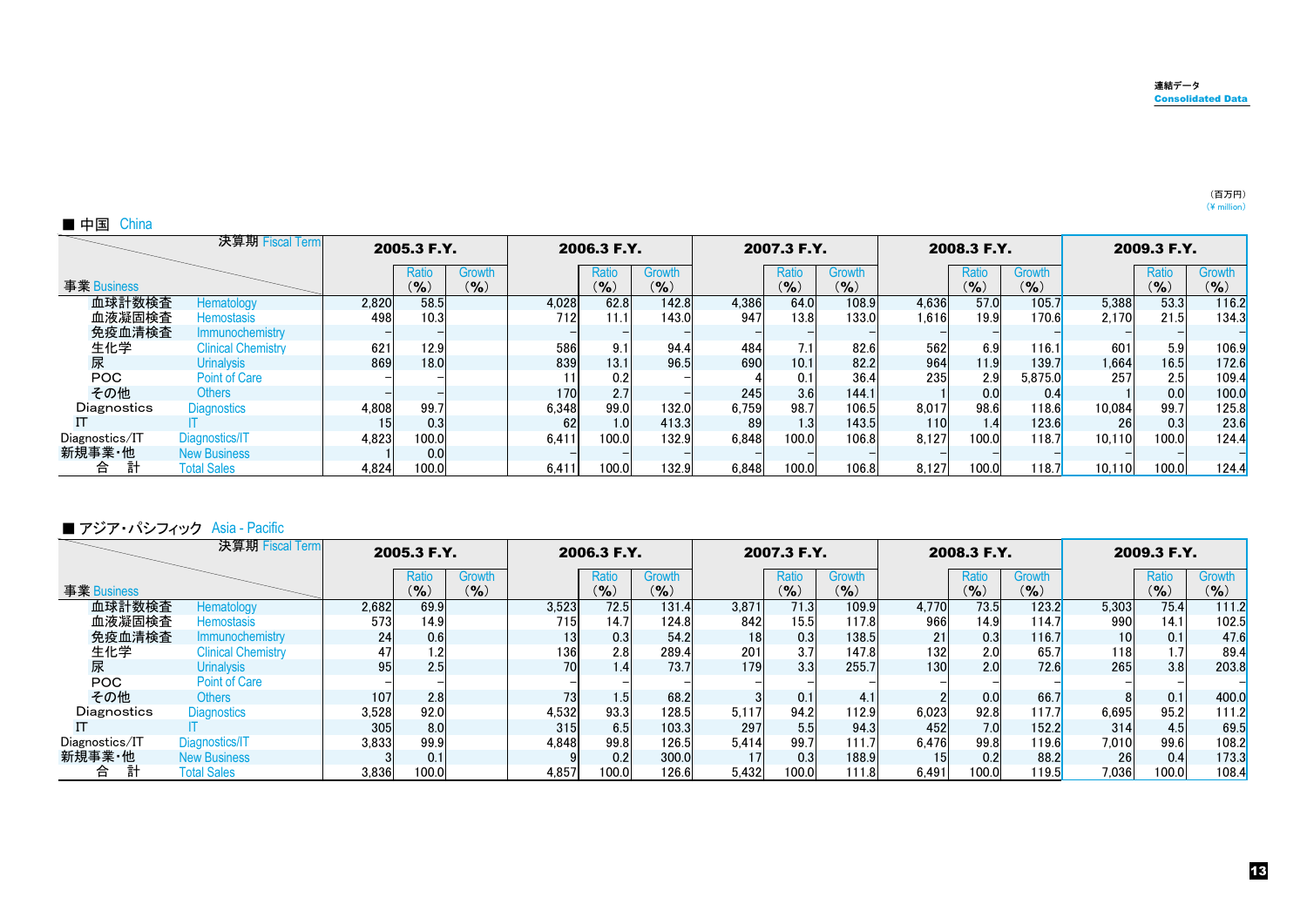連結データ
Consolidated Data

(百万円)
(¥ million)

■ 中国 China

| 事業 Business | | 決算期 Fiscal Term 2005.3 F.Y. | | | 2006.3 F.Y. | | | 2007.3 F.Y. | | | 2008.3 F.Y. | | | 2009.3 F.Y. | | |
|---|---|---|---|---|---|---|---|---|---|---|---|---|---|---|---|---|
| | | | Ratio (%) | Growth (%) | | Ratio (%) | Growth (%) | | Ratio (%) | Growth (%) | | Ratio (%) | Growth (%) | | Ratio (%) | Growth (%) |
| 血球計数検査 | Hematology | 2,820 | 58.5 | | 4,028 | 62.8 | 142.8 | 4,386 | 64.0 | 108.9 | 4,636 | 57.0 | 105.7 | 5,388 | 53.3 | 116.2 |
| 血液凝固検査 | Hemostasis | 498 | 10.3 | | 712 | 11.1 | 143.0 | 947 | 13.8 | 133.0 | 1,616 | 19.9 | 170.6 | 2,170 | 21.5 | 134.3 |
| 免疫血清検査 | Immunochemistry | – | – | | – | – | – | – | – | – | – | – | – | – | – | – |
| 生化学 | Clinical Chemistry | 621 | 12.9 | | 586 | 9.1 | 94.4 | 484 | 7.1 | 82.6 | 562 | 6.9 | 116.1 | 601 | 5.9 | 106.9 |
| 尿 | Urinalysis | 869 | 18.0 | | 839 | 13.1 | 96.5 | 690 | 10.1 | 82.2 | 964 | 11.9 | 139.7 | 1,664 | 16.5 | 172.6 |
| POC | Point of Care | – | – | | 11 | 0.2 | – | 4 | 0.1 | 36.4 | 235 | 2.9 | 5,875.0 | 257 | 2.5 | 109.4 |
| その他 | Others | – | – | | 170 | 2.7 | – | 245 | 3.6 | 144.1 | 1 | 0.0 | 0.4 | 1 | 0.0 | 100.0 |
| Diagnostics | Diagnostics | 4,808 | 99.7 | | 6,348 | 99.0 | 132.0 | 6,759 | 98.7 | 106.5 | 8,017 | 98.6 | 118.6 | 10,084 | 99.7 | 125.8 |
| IT | IT | 15 | 0.3 | | 62 | 1.0 | 413.3 | 89 | 1.3 | 143.5 | 110 | 1.4 | 123.6 | 26 | 0.3 | 23.6 |
| Diagnostics/IT | Diagnostics/IT | 4,823 | 100.0 | | 6,411 | 100.0 | 132.9 | 6,848 | 100.0 | 106.8 | 8,127 | 100.0 | 118.7 | 10,110 | 100.0 | 124.4 |
| 新規事業・他 | New Business | 1 | 0.0 | | – | – | – | – | – | – | – | – | – | – | – | – |
| 合　計 | Total Sales | 4,824 | 100.0 | | 6,411 | 100.0 | 132.9 | 6,848 | 100.0 | 106.8 | 8,127 | 100.0 | 118.7 | 10,110 | 100.0 | 124.4 |

■ アジア・パシフィック Asia - Pacific

| 事業 Business | | 決算期 Fiscal Term 2005.3 F.Y. | | | 2006.3 F.Y. | | | 2007.3 F.Y. | | | 2008.3 F.Y. | | | 2009.3 F.Y. | | |
|---|---|---|---|---|---|---|---|---|---|---|---|---|---|---|---|---|
| | | | Ratio (%) | Growth (%) | | Ratio (%) | Growth (%) | | Ratio (%) | Growth (%) | | Ratio (%) | Growth (%) | | Ratio (%) | Growth (%) |
| 血球計数検査 | Hematology | 2,682 | 69.9 | | 3,523 | 72.5 | 131.4 | 3,871 | 71.3 | 109.9 | 4,770 | 73.5 | 123.2 | 5,303 | 75.4 | 111.2 |
| 血液凝固検査 | Hemostasis | 573 | 14.9 | | 715 | 14.7 | 124.8 | 842 | 15.5 | 117.8 | 966 | 14.9 | 114.7 | 990 | 14.1 | 102.5 |
| 免疫血清検査 | Immunochemistry | 24 | 0.6 | | 13 | 0.3 | 54.2 | 18 | 0.3 | 138.5 | 21 | 0.3 | 116.7 | 10 | 0.1 | 47.6 |
| 生化学 | Clinical Chemistry | 47 | 1.2 | | 136 | 2.8 | 289.4 | 201 | 3.7 | 147.8 | 132 | 2.0 | 65.7 | 118 | 1.7 | 89.4 |
| 尿 | Urinalysis | 95 | 2.5 | | 70 | 1.4 | 73.7 | 179 | 3.3 | 255.7 | 130 | 2.0 | 72.6 | 265 | 3.8 | 203.8 |
| POC | Point of Care | – | – | | – | – | – | – | – | – | – | – | – | – | – | – |
| その他 | Others | 107 | 2.8 | | 73 | 1.5 | 68.2 | 3 | 0.1 | 4.1 | 2 | 0.0 | 66.7 | 8 | 0.1 | 400.0 |
| Diagnostics | Diagnostics | 3,528 | 92.0 | | 4,532 | 93.3 | 128.5 | 5,117 | 94.2 | 112.9 | 6,023 | 92.8 | 117.7 | 6,695 | 95.2 | 111.2 |
| IT | IT | 305 | 8.0 | | 315 | 6.5 | 103.3 | 297 | 5.5 | 94.3 | 452 | 7.0 | 152.2 | 314 | 4.5 | 69.5 |
| Diagnostics/IT | Diagnostics/IT | 3,833 | 99.9 | | 4,848 | 99.8 | 126.5 | 5,414 | 99.7 | 111.7 | 6,476 | 99.8 | 119.6 | 7,010 | 99.6 | 108.2 |
| 新規事業・他 | New Business | 3 | 0.1 | | 9 | 0.2 | 300.0 | 17 | 0.3 | 188.9 | 15 | 0.2 | 88.2 | 26 | 0.4 | 173.3 |
| 合　計 | Total Sales | 3,836 | 100.0 | | 4,857 | 100.0 | 126.6 | 5,432 | 100.0 | 111.8 | 6,491 | 100.0 | 119.5 | 7,036 | 100.0 | 108.4 |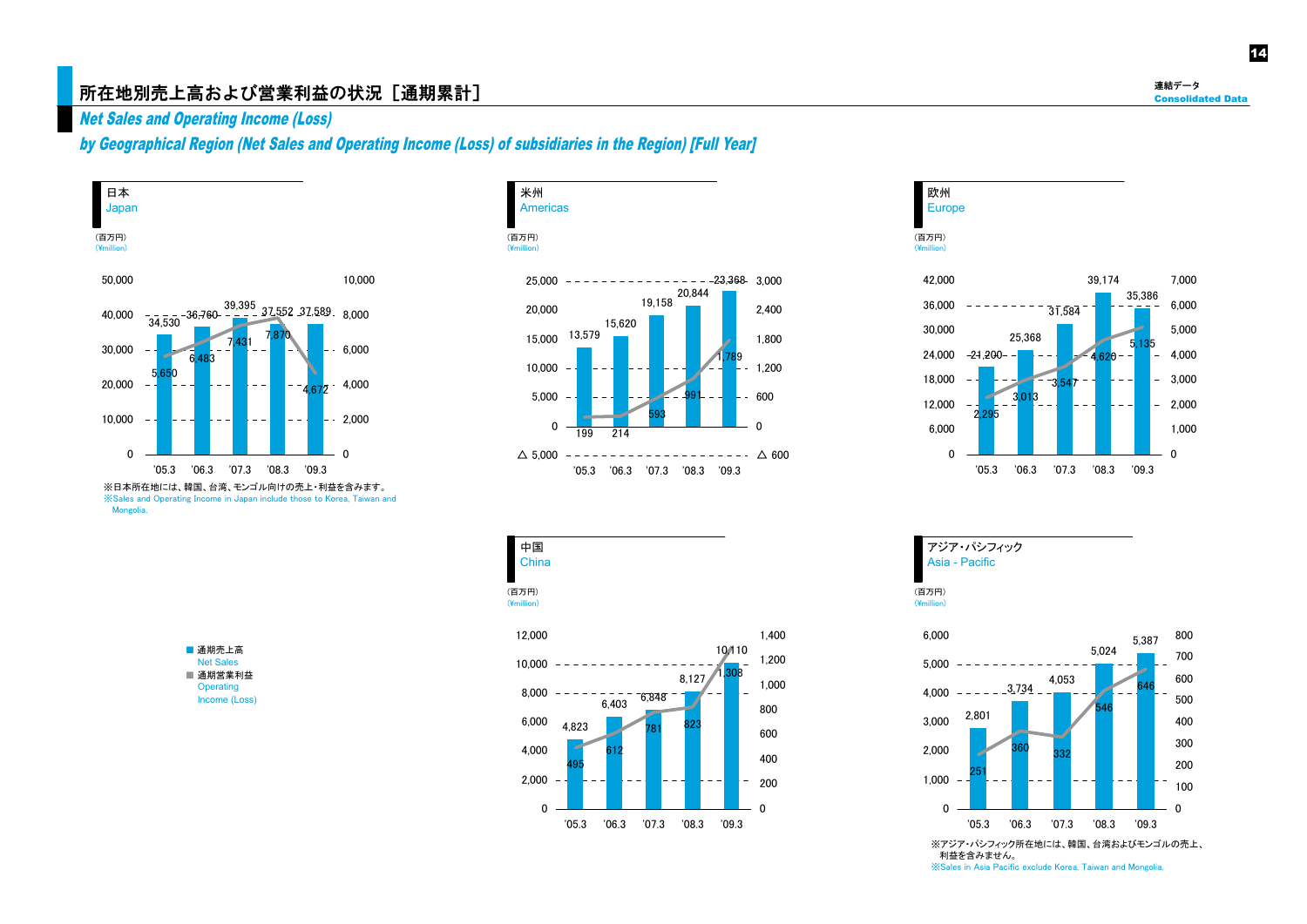# 所在地別売上高および営業利益の状況［通期累計］

## *Net Sales and Operating Income (Loss) by Geographical Region (Net Sales and Operating Income (Loss) of subsidiaries in the Region) [Full Year]*

連結データ
Consolidated Data

### 日本 Japan

（百万円）(¥million)

| | '05.3 | '06.3 | '07.3 | '08.3 | '09.3 |
|---|---|---|---|---|---|
| 通期売上高 Net Sales | 34,530 | 36,760 | 39,395 | 37,552 | 37,589 |
| 通期営業利益 Operating Income (Loss) | 5,650 | 6,483 | 7,431 | 7,870 | 4,672 |

※日本所在地には、韓国、台湾、モンゴル向けの売上・利益を含みます。
※Sales and Operating Income in Japan include those to Korea, Taiwan and Mongolia.

### 米州 Americas

（百万円）(¥million)

| | '05.3 | '06.3 | '07.3 | '08.3 | '09.3 |
|---|---|---|---|---|---|
| 通期売上高 Net Sales | 13,579 | 15,620 | 19,158 | 20,844 | 23,368 |
| 通期営業利益 Operating Income (Loss) | 199 | 214 | 593 | 991 | 1,789 |

### 欧州 Europe

（百万円）(¥million)

| | '05.3 | '06.3 | '07.3 | '08.3 | '09.3 |
|---|---|---|---|---|---|
| 通期売上高 Net Sales | 21,200 | 25,368 | 31,584 | 39,174 | 35,386 |
| 通期営業利益 Operating Income (Loss) | 2,295 | 3,013 | 3,547 | 4,620 | 5,135 |

### 中国 China

（百万円）(¥million)

| | '05.3 | '06.3 | '07.3 | '08.3 | '09.3 |
|---|---|---|---|---|---|
| 通期売上高 Net Sales | 4,823 | 6,403 | 6,848 | 8,127 | 10,110 |
| 通期営業利益 Operating Income (Loss) | 495 | 612 | 781 | 823 | 1,308 |

### アジア・パシフィック Asia - Pacific

（百万円）(¥million)

| | '05.3 | '06.3 | '07.3 | '08.3 | '09.3 |
|---|---|---|---|---|---|
| 通期売上高 Net Sales | 2,801 | 3,734 | 4,053 | 5,024 | 5,387 |
| 通期営業利益 Operating Income (Loss) | 251 | 360 | 332 | 546 | 646 |

※アジア・パシフィック所在地には、韓国、台湾およびモンゴルの売上、利益を含みません。
※Sales in Asia Pacific exclude Korea, Taiwan and Mongolia.

■ 通期売上高 Net Sales
■ 通期営業利益 Operating Income (Loss)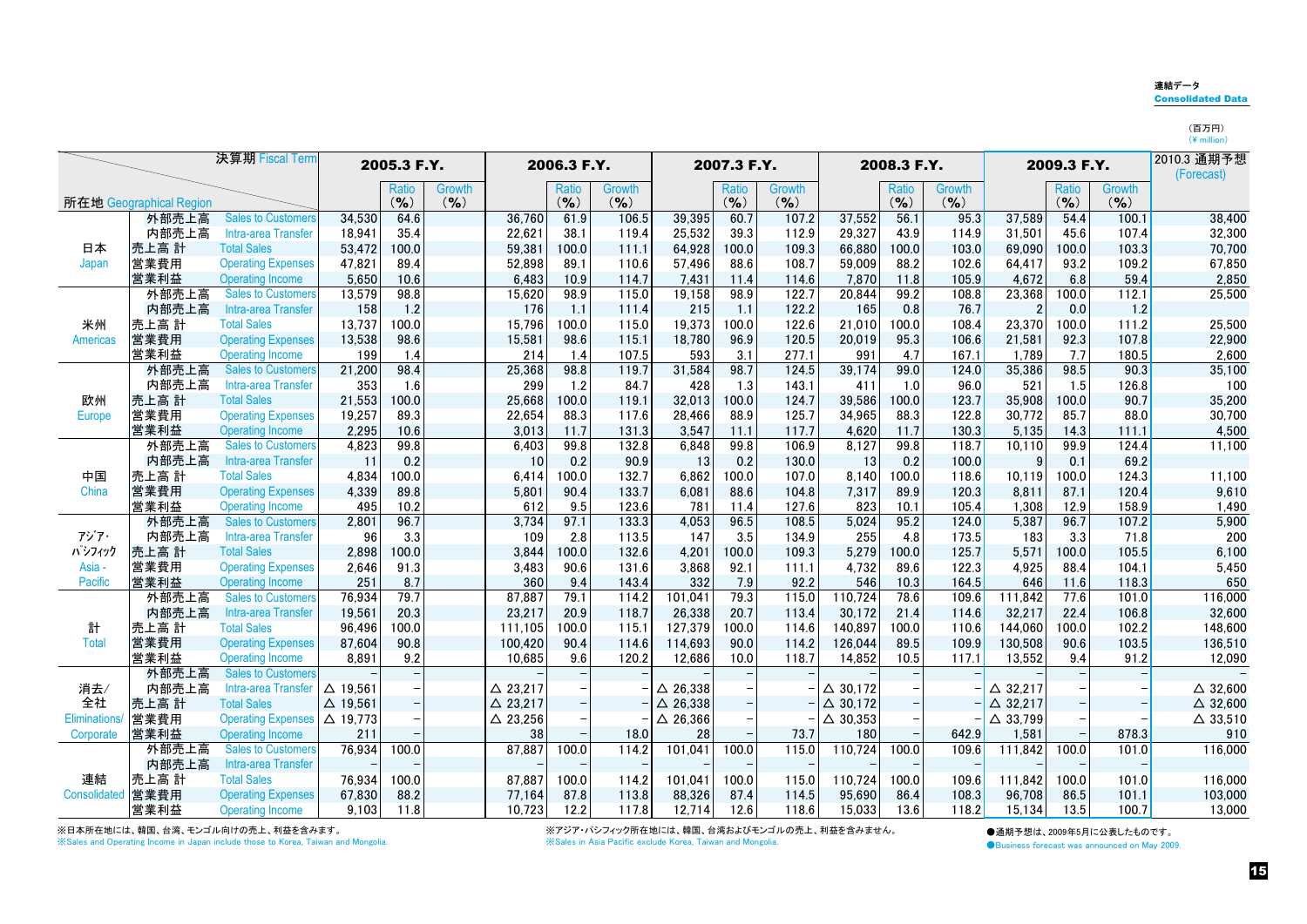連結データ
**Consolidated Data**

（百万円）
(¥ million)

| 所在地 Geographical Region | | 決算期 Fiscal Term | 2005.3 F.Y. | Ratio (%) | Growth (%) | 2006.3 F.Y. | Ratio (%) | Growth (%) | 2007.3 F.Y. | Ratio (%) | Growth (%) | 2008.3 F.Y. | Ratio (%) | Growth (%) | 2009.3 F.Y. | Ratio (%) | Growth (%) | 2010.3 通期予想 (Forecast) |
|---|---|---|---|---|---|---|---|---|---|---|---|---|---|---|---|---|---|---|
| 日本 Japan | 外部売上高 | Sales to Customers | 34,530 | 64.6 | | 36,760 | 61.9 | 106.5 | 39,395 | 60.7 | 107.2 | 37,552 | 56.1 | 95.3 | 37,589 | 54.4 | 100.1 | 38,400 |
| | 内部売上高 | Intra-area Transfer | 18,941 | 35.4 | | 22,621 | 38.1 | 119.4 | 25,532 | 39.3 | 112.9 | 29,327 | 43.9 | 114.9 | 31,501 | 45.6 | 107.4 | 32,300 |
| | 売上高 計 | Total Sales | 53,472 | 100.0 | | 59,381 | 100.0 | 111.1 | 64,928 | 100.0 | 109.3 | 66,880 | 100.0 | 103.0 | 69,090 | 100.0 | 103.3 | 70,700 |
| | 営業費用 | Operating Expenses | 47,821 | 89.4 | | 52,898 | 89.1 | 110.6 | 57,496 | 88.6 | 108.7 | 59,009 | 88.2 | 102.6 | 64,417 | 93.2 | 109.2 | 67,850 |
| | 営業利益 | Operating Income | 5,650 | 10.6 | | 6,483 | 10.9 | 114.7 | 7,431 | 11.4 | 114.6 | 7,870 | 11.8 | 105.9 | 4,672 | 6.8 | 59.4 | 2,850 |
| 米州 Americas | 外部売上高 | Sales to Customers | 13,579 | 98.8 | | 15,620 | 98.9 | 115.0 | 19,158 | 98.9 | 122.7 | 20,844 | 99.2 | 108.8 | 23,368 | 100.0 | 112.1 | 25,500 |
| | 内部売上高 | Intra-area Transfer | 158 | 1.2 | | 176 | 1.1 | 111.4 | 215 | 1.1 | 122.2 | 165 | 0.8 | 76.7 | 2 | 0.0 | 1.2 | |
| | 売上高 計 | Total Sales | 13,737 | 100.0 | | 15,796 | 100.0 | 115.0 | 19,373 | 100.0 | 122.6 | 21,010 | 100.0 | 108.4 | 23,370 | 100.0 | 111.2 | 25,500 |
| | 営業費用 | Operating Expenses | 13,538 | 98.6 | | 15,581 | 98.6 | 115.1 | 18,780 | 96.9 | 120.5 | 20,019 | 95.3 | 106.6 | 21,581 | 92.3 | 107.8 | 22,900 |
| | 営業利益 | Operating Income | 199 | 1.4 | | 214 | 1.4 | 107.5 | 593 | 3.1 | 277.1 | 991 | 4.7 | 167.1 | 1,789 | 7.7 | 180.5 | 2,600 |
| 欧州 Europe | 外部売上高 | Sales to Customers | 21,200 | 98.4 | | 25,368 | 98.8 | 119.7 | 31,584 | 98.7 | 124.5 | 39,174 | 99.0 | 124.0 | 35,386 | 98.5 | 90.3 | 35,100 |
| | 内部売上高 | Intra-area Transfer | 353 | 1.6 | | 299 | 1.2 | 84.7 | 428 | 1.3 | 143.1 | 411 | 1.0 | 96.0 | 521 | 1.5 | 126.8 | 100 |
| | 売上高 計 | Total Sales | 21,553 | 100.0 | | 25,668 | 100.0 | 119.1 | 32,013 | 100.0 | 124.7 | 39,586 | 100.0 | 123.7 | 35,908 | 100.0 | 90.7 | 35,200 |
| | 営業費用 | Operating Expenses | 19,257 | 89.3 | | 22,654 | 88.3 | 117.6 | 28,466 | 88.9 | 125.7 | 34,965 | 88.3 | 122.8 | 30,772 | 85.7 | 88.0 | 30,700 |
| | 営業利益 | Operating Income | 2,295 | 10.6 | | 3,013 | 11.7 | 131.3 | 3,547 | 11.1 | 117.7 | 4,620 | 11.7 | 130.3 | 5,135 | 14.3 | 111.1 | 4,500 |
| 中国 China | 外部売上高 | Sales to Customers | 4,823 | 99.8 | | 6,403 | 99.8 | 132.8 | 6,848 | 99.8 | 106.9 | 8,127 | 99.8 | 118.7 | 10,110 | 99.9 | 124.4 | 11,100 |
| | 内部売上高 | Intra-area Transfer | 11 | 0.2 | | 10 | 0.2 | 90.9 | 13 | 0.2 | 130.0 | 13 | 0.2 | 100.0 | 9 | 0.1 | 69.2 | |
| | 売上高 計 | Total Sales | 4,834 | 100.0 | | 6,414 | 100.0 | 132.7 | 6,862 | 100.0 | 107.0 | 8,140 | 100.0 | 118.6 | 10,119 | 100.0 | 124.3 | 11,100 |
| | 営業費用 | Operating Expenses | 4,339 | 89.8 | | 5,801 | 90.4 | 133.7 | 6,081 | 88.6 | 104.8 | 7,317 | 89.9 | 120.3 | 8,811 | 87.1 | 120.4 | 9,610 |
| | 営業利益 | Operating Income | 495 | 10.2 | | 612 | 9.5 | 123.6 | 781 | 11.4 | 127.6 | 823 | 10.1 | 105.4 | 1,308 | 12.9 | 158.9 | 1,490 |
| ｱｼﾞｱ･ﾊﾟｼﾌｨｯｸ Asia - Pacific | 外部売上高 | Sales to Customers | 2,801 | 96.7 | | 3,734 | 97.1 | 133.3 | 4,053 | 96.5 | 108.5 | 5,024 | 95.2 | 124.0 | 5,387 | 96.7 | 107.2 | 5,900 |
| | 内部売上高 | Intra-area Transfer | 96 | 3.3 | | 109 | 2.8 | 113.5 | 147 | 3.5 | 134.9 | 255 | 4.8 | 173.5 | 183 | 3.3 | 71.8 | 200 |
| | 売上高 計 | Total Sales | 2,898 | 100.0 | | 3,844 | 100.0 | 132.6 | 4,201 | 100.0 | 109.3 | 5,279 | 100.0 | 125.7 | 5,571 | 100.0 | 105.5 | 6,100 |
| | 営業費用 | Operating Expenses | 2,646 | 91.3 | | 3,483 | 90.6 | 131.6 | 3,868 | 92.1 | 111.1 | 4,732 | 89.6 | 122.3 | 4,925 | 88.4 | 104.1 | 5,450 |
| | 営業利益 | Operating Income | 251 | 8.7 | | 360 | 9.4 | 143.4 | 332 | 7.9 | 92.2 | 546 | 10.3 | 164.5 | 646 | 11.6 | 118.3 | 650 |
| 計 Total | 外部売上高 | Sales to Customers | 76,934 | 79.7 | | 87,887 | 79.1 | 114.2 | 101,041 | 79.3 | 115.0 | 110,724 | 78.6 | 109.6 | 111,842 | 77.6 | 101.0 | 116,000 |
| | 内部売上高 | Intra-area Transfer | 19,561 | 20.3 | | 23,217 | 20.9 | 118.7 | 26,338 | 20.7 | 113.4 | 30,172 | 21.4 | 114.6 | 32,217 | 22.4 | 106.8 | 32,600 |
| | 売上高 計 | Total Sales | 96,496 | 100.0 | | 111,105 | 100.0 | 115.1 | 127,379 | 100.0 | 114.6 | 140,897 | 100.0 | 110.6 | 144,060 | 100.0 | 102.2 | 148,600 |
| | 営業費用 | Operating Expenses | 87,604 | 90.8 | | 100,420 | 90.4 | 114.6 | 114,693 | 90.0 | 114.2 | 126,044 | 89.5 | 109.9 | 130,508 | 90.6 | 103.5 | 136,510 |
| | 営業利益 | Operating Income | 8,891 | 9.2 | | 10,685 | 9.6 | 120.2 | 12,686 | 10.0 | 118.7 | 14,852 | 10.5 | 117.1 | 13,552 | 9.4 | 91.2 | 12,090 |
| 消去/全社 Eliminations/ Corporate | 外部売上高 | Sales to Customers | − | − | | − | − | − | − | − | − | − | − | − | − | − | − | − |
| | 内部売上高 | Intra-area Transfer | △ 19,561 | − | | △ 23,217 | − | − | △ 26,338 | − | − | △ 30,172 | − | − | △ 32,217 | − | − | △ 32,600 |
| | 売上高 計 | Total Sales | △ 19,561 | − | | △ 23,217 | − | − | △ 26,338 | − | − | △ 30,172 | − | − | △ 32,217 | − | − | △ 32,600 |
| | 営業費用 | Operating Expenses | △ 19,773 | − | | △ 23,256 | − | − | △ 26,366 | − | − | △ 30,353 | − | − | △ 33,799 | − | − | △ 33,510 |
| | 営業利益 | Operating Income | 211 | − | | 38 | − | 18.0 | 28 | − | 73.7 | 180 | − | 642.9 | 1,581 | − | 878.3 | 910 |
| 連結 Consolidated | 外部売上高 | Sales to Customers | 76,934 | 100.0 | | 87,887 | 100.0 | 114.2 | 101,041 | 100.0 | 115.0 | 110,724 | 100.0 | 109.6 | 111,842 | 100.0 | 101.0 | 116,000 |
| | 内部売上高 | Intra-area Transfer | − | − | | − | − | − | − | − | − | − | − | − | − | − | − | |
| | 売上高 計 | Total Sales | 76,934 | 100.0 | | 87,887 | 100.0 | 114.2 | 101,041 | 100.0 | 115.0 | 110,724 | 100.0 | 109.6 | 111,842 | 100.0 | 101.0 | 116,000 |
| | 営業費用 | Operating Expenses | 67,830 | 88.2 | | 77,164 | 87.8 | 113.8 | 88,326 | 87.4 | 114.5 | 95,690 | 86.4 | 108.3 | 96,708 | 86.5 | 101.1 | 103,000 |
| | 営業利益 | Operating Income | 9,103 | 11.8 | | 10,723 | 12.2 | 117.8 | 12,714 | 12.6 | 118.6 | 15,033 | 13.6 | 118.2 | 15,134 | 13.5 | 100.7 | 13,000 |

※日本所在地には、韓国、台湾、モンゴル向けの売上、利益を含みます。
※Sales and Operating Income in Japan include those to Korea, Taiwan and Mongolia.

※アジア・パシフィック所在地には、韓国、台湾およびモンゴルの売上、利益を含みません。
※Sales in Asia Pacific exclude Korea, Taiwan and Mongolia.

●通期予想は、2009年5月に公表したものです。
●Business forecast was announced on May 2009.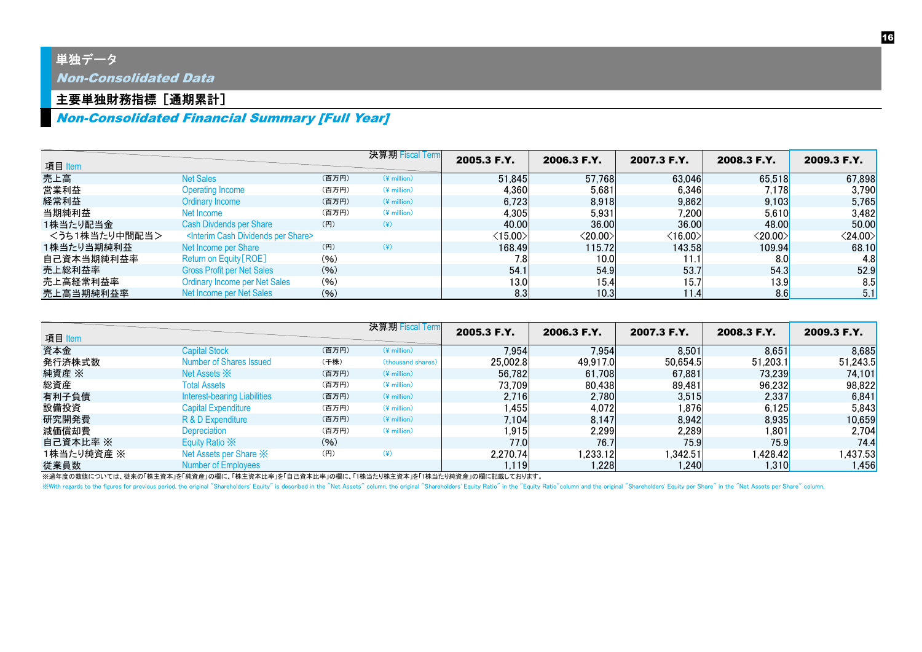# 単独データ
## *Non-Consolidated Data*

### 主要単独財務指標［通期累計］
### *Non-Consolidated Financial Summary [Full Year]*

| 項目 Item | | | 決算期 Fiscal Term | 2005.3 F.Y. | 2006.3 F.Y. | 2007.3 F.Y. | 2008.3 F.Y. | 2009.3 F.Y. |
|---|---|---|---|---|---|---|---|---|
| 売上高 | Net Sales | (百万円) | (¥ million) | 51,845 | 57,768 | 63,046 | 65,518 | 67,898 |
| 営業利益 | Operating Income | (百万円) | (¥ million) | 4,360 | 5,681 | 6,346 | 7,178 | 3,790 |
| 経常利益 | Ordinary Income | (百万円) | (¥ million) | 6,723 | 8,918 | 9,862 | 9,103 | 5,765 |
| 当期純利益 | Net Income | (百万円) | (¥ million) | 4,305 | 5,931 | 7,200 | 5,610 | 3,482 |
| 1株当たり配当金 | Cash Divdends per Share | (円) | (¥) | 40.00 | 36.00 | 36.00 | 48.00 | 50.00 |
| ＜うち1株当たり中間配当＞ | <Interim Cash Dividends per Share> | | | <15.00> | <20.00> | <16.00> | <20.00> | <24.00> |
| 1株当たり当期純利益 | Net Income per Share | (円) | (¥) | 168.49 | 115.72 | 143.58 | 109.94 | 68.10 |
| 自己資本当期純利益率 | Return on Equity［ROE］ | (%) | | 7.8 | 10.0 | 11.1 | 8.0 | 4.8 |
| 売上総利益率 | Gross Profit per Net Sales | (%) | | 54.1 | 54.9 | 53.7 | 54.3 | 52.9 |
| 売上高経常利益率 | Ordinary Income per Net Sales | (%) | | 13.0 | 15.4 | 15.7 | 13.9 | 8.5 |
| 売上高当期純利益率 | Net Income per Net Sales | (%) | | 8.3 | 10.3 | 11.4 | 8.6 | 5.1 |

| 項目 Item | | | 決算期 Fiscal Term | 2005.3 F.Y. | 2006.3 F.Y. | 2007.3 F.Y. | 2008.3 F.Y. | 2009.3 F.Y. |
|---|---|---|---|---|---|---|---|---|
| 資本金 | Capital Stock | (百万円) | (¥ million) | 7,954 | 7,954 | 8,501 | 8,651 | 8,685 |
| 発行済株式数 | Number of Shares Issued | (千株) | (thousand shares) | 25,002.8 | 49,917.0 | 50,654.5 | 51,203.1 | 51,243.5 |
| 純資産 ※ | Net Assets ※ | (百万円) | (¥ million) | 56,782 | 61,708 | 67,881 | 73,239 | 74,101 |
| 総資産 | Total Assets | (百万円) | (¥ million) | 73,709 | 80,438 | 89,481 | 96,232 | 98,822 |
| 有利子負債 | Interest-bearing Liabilities | (百万円) | (¥ million) | 2,716 | 2,780 | 3,515 | 2,337 | 6,841 |
| 設備投資 | Capital Expenditure | (百万円) | (¥ million) | 1,455 | 4,072 | 1,876 | 6,125 | 5,843 |
| 研究開発費 | R & D Expenditure | (百万円) | (¥ million) | 7,104 | 8,147 | 8,942 | 8,935 | 10,659 |
| 減価償却費 | Depreciation | (百万円) | (¥ million) | 1,915 | 2,299 | 2,289 | 1,801 | 2,704 |
| 自己資本比率 ※ | Equity Ratio ※ | (%) | | 77.0 | 76.7 | 75.9 | 75.9 | 74.4 |
| 1株当たり純資産 ※ | Net Assets per Share ※ | (円) | (¥) | 2,270.74 | 1,233.12 | 1,342.51 | 1,428.42 | 1,437.53 |
| 従業員数 | Number of Employees | | | 1,119 | 1,228 | 1,240 | 1,310 | 1,456 |

※過年度の数値については、従来の「株主資本」を「純資産」の欄に、「株主資本比率」を「自己資本比率」の欄に、「1株当たり株主資本」を「1株当たり純資産」の欄に記載しております。

※With regards to the figures for previous period, the original "Shareholders' Equity" is described in the "Net Assets" column, the original "Shareholders' Equity Ratio" in the "Equity Ratio"column and the original "Shareholders' Equity per Share" in the "Net Assets per Share" column.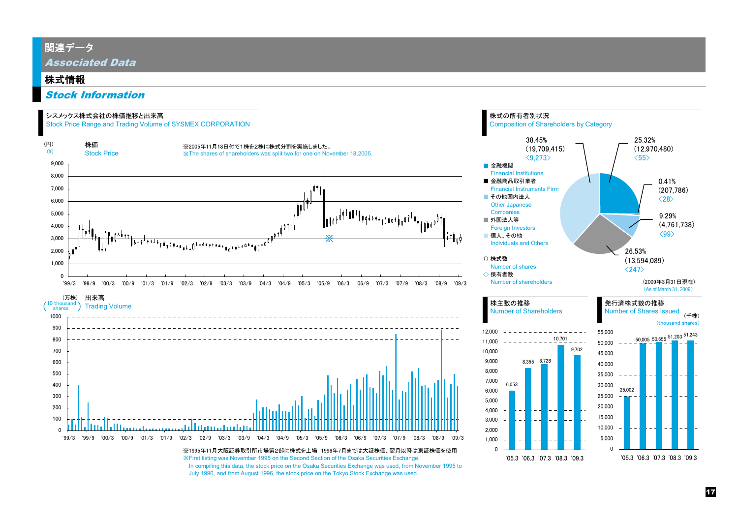# 関連データ
## *Associated Data*

## 株式情報
## *Stock Information*

### シスメックス株式会社の株価推移と出来高
### Stock Price Range and Trading Volume of SYSMEX CORPORATION

株価 (円)
Stock Price (¥)

※2005年11月18日付で1株を2株に株式分割を実施しました。
※The shares of shareholders was split two for one on November 18,2005.

出来高 (万株)
Trading Volume (10 thousand shares)

※1995年11月大阪証券取引所市場第2部に株式を上場 1996年7月までは大証株価、翌月以降は東証株価を使用
※First listing was November 1995 on the Second Section of the Osaka Securities Exchange.
In compiling this data, the stock price on the Osaka Securities Exchange was used, from November 1995 to July 1996, and from August 1996, the stock price on the Tokyo Stock Exchange was used.

### 株式の所有者別状況
### Composition of Shareholders by Category

| 区分 / Category | % | 株数 / Number of shares | 保有者数 / Number of shareholders |
|---|---|---|---|
| 金融機関 / Financial Institutions | 25.32% | (12,970,480) | ‹55› |
| 金融商品取引業者 / Financial Instruments Firm | 0.41% | (207,786) | ‹28› |
| その他国内法人 / Other Japanese Companies | 9.29% | (4,761,738) | ‹99› |
| 外国法人等 / Foreign Investors | 26.53% | (13,594,089) | ‹247› |
| 個人、その他 / Individuals and Others | 38.45% | (19,709,415) | ‹9,273› |

( ) 株式数 / Number of shares
‹ › 保有者数 / Number of shereholders

(2009年3月31日現在)
(As of March 31, 2009)

### 株主数の推移
### Number of Shareholders

| '05.3 | '06.3 | '07.3 | '08.3 | '09.3 |
|---|---|---|---|---|
| 6,053 | 8,355 | 8,728 | 10,701 | 9,702 |

### 発行済株式数の推移
### Number of Shares Issued

(千株)
(thousand shares)

| '05.3 | '06.3 | '07.3 | '08.3 | '09.3 |
|---|---|---|---|---|
| 25,002 | 50,005 | 50,655 | 51,203 | 51,243 |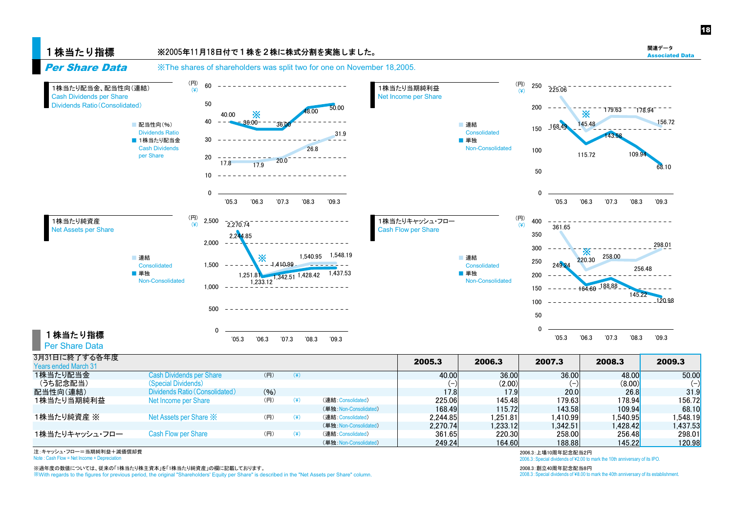# １株当たり指標

## Per Share Data

※2005年11月18日付で１株を２株に株式分割を実施しました。

※The shares of shareholders was split two for one on November 18,2005.

### 1株当たり配当金、配当性向（連結）
Cash Dividends per Share
Dividends Ratio（Consolidated）

■ 配当性向（%） Dividends Ratio
■ 1株当たり配当金 Cash Dividends per Share

（円）（¥）

| | '05.3 | '06.3 | '07.3 | '08.3 | '09.3 |
|---|---|---|---|---|---|
| 1株当たり配当金 | 40.00 | 36.00 ※ | 36.00 | 48.00 | 50.00 |
| 配当性向（%） | 17.8 | 17.9 | 20.0 | 26.8 | 31.9 |

### 1株当たり当期純利益
Net Income per Share

■ 連結 Consolidated
■ 単独 Non-Consolidated

（円）（¥）

| | '05.3 | '06.3 | '07.3 | '08.3 | '09.3 |
|---|---|---|---|---|---|
| 連結 | 225.06 | 145.48 ※ | 179.63 | 178.94 | 156.72 |
| 単独 | 168.49 | 115.72 | 143.58 | 109.94 | 68.10 |

### 1株当たり純資産
Net Assets per Share

■ 連結 Consolidated
■ 単独 Non-Consolidated

（円）（¥）

| | '05.3 | '06.3 | '07.3 | '08.3 | '09.3 |
|---|---|---|---|---|---|
| 連結 | 2,244.85 | 1,251.81 ※ | 1,410.99 | 1,540.95 | 1,548.19 |
| 単独 | 2,270.74 | 1,233.12 | 1,342.51 | 1,428.42 | 1,437.53 |

### 1株当たりキャッシュ・フロー
Cash Flow per Share

■ 連結 Consolidated
■ 単独 Non-Consolidated

（円）（¥）

| | '05.3 | '06.3 | '07.3 | '08.3 | '09.3 |
|---|---|---|---|---|---|
| 連結 | 361.65 | 220.30 ※ | 258.00 | 256.48 | 298.01 |
| 単独 | 249.24 | 164.60 | 188.88 | 145.22 | 120.98 |

## １株当たり指標
## Per Share Data

| 3月31日に終了する各年度 Years ended March 31 | | | | | 2005.3 | 2006.3 | 2007.3 | 2008.3 | 2009.3 |
|---|---|---|---|---|---|---|---|---|---|
| 1株当たり配当金 | Cash Dividends per Share | （円） | （¥） | | 40.00 | 36.00 | 36.00 | 48.00 | 50.00 |
| （うち記念配当） | (Special Dividends) | | | | (−) | (2.00) | (−) | (8.00) | (−) |
| 配当性向（連結） | Dividends Ratio（Consolidated） | （%） | | | 17.8 | 17.9 | 20.0 | 26.8 | 31.9 |
| 1株当たり当期純利益 | Net Income per Share | （円） | （¥） | （連結：Consolidated） | 225.06 | 145.48 | 179.63 | 178.94 | 156.72 |
| | | | | （単独：Non-Consolidated） | 168.49 | 115.72 | 143.58 | 109.94 | 68.10 |
| 1株当たり純資産 ※ | Net Assets per Share ※ | （円） | （¥） | （連結：Consolidated） | 2,244.85 | 1,251.81 | 1,410.99 | 1,540.95 | 1,548.19 |
| | | | | （単独：Non-Consolidated） | 2,270.74 | 1,233.12 | 1,342.51 | 1,428.42 | 1,437.53 |
| 1株当たりキャッシュ・フロー | Cash Flow per Share | （円） | （¥） | （連結：Consolidated） | 361.65 | 220.30 | 258.00 | 256.48 | 298.01 |
| | | | | （単独：Non-Consolidated） | 249.24 | 164.60 | 188.88 | 145.22 | 120.98 |

注：キャッシュ・フロー＝当期純利益＋減価償却費
Note : Cash Flow = Net Income + Depreciation

※過年度の数値については、従来の「1株当たり株主資本」を「1株当たり純資産」の欄に記載しております。
※With regards to the figures for previous period, the original "Shareholders' Equity per Share" is described in the "Net Assets per Share" column.

2006.3：上場10周年記念配当2円
2006.3 : Special dividends of ¥2.00 to mark the 10th anniversary of its IPO.

2008.3：創立40周年記念配当8円
2008.3 : Special dividends of ¥8.00 to mark the 40th anniversary of its establishment.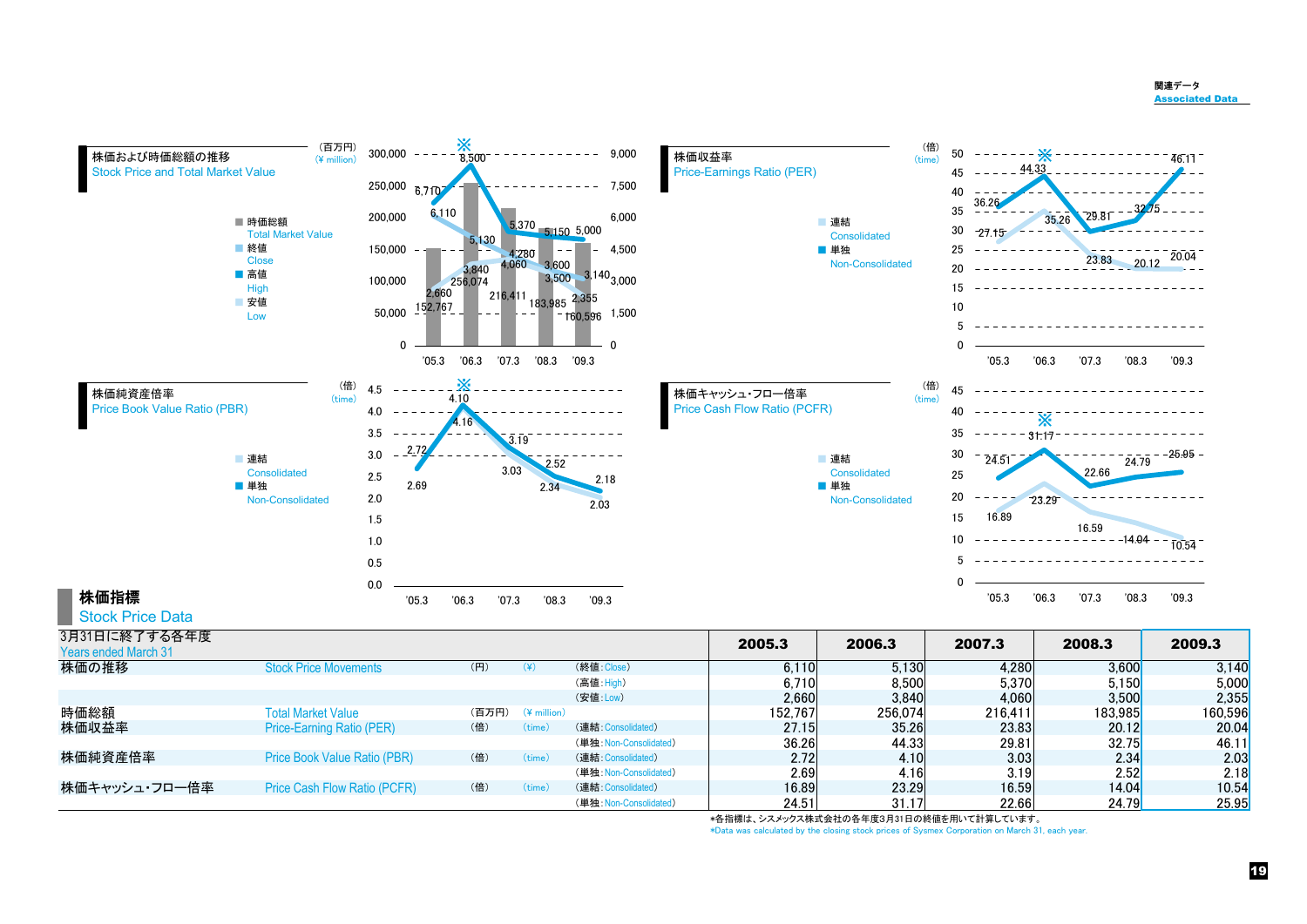関連データ
Associated Data

## 株価および時価総額の推移
Stock Price and Total Market Value

（百万円）(¥ million)

■ 時価総額 Total Market Value
■ 終値 Close
■ 高値 High
■ 安値 Low

## 株価収益率
Price-Earnings Ratio (PER)

（倍）(time)

■ 連結 Consolidated
■ 単独 Non-Consolidated

## 株価純資産倍率
Price Book Value Ratio (PBR)

（倍）(time)

■ 連結 Consolidated
■ 単独 Non-Consolidated

## 株価キャッシュ・フロー倍率
Price Cash Flow Ratio (PCFR)

（倍）(time)

■ 連結 Consolidated
■ 単独 Non-Consolidated

## 株価指標
Stock Price Data

| 3月31日に終了する各年度 Years ended March 31 | | | | | 2005.3 | 2006.3 | 2007.3 | 2008.3 | 2009.3 |
|---|---|---|---|---|---|---|---|---|---|
| 株価の推移 | Stock Price Movements | (円) | (¥) | (終値：Close) | 6,110 | 5,130 | 4,280 | 3,600 | 3,140 |
| | | | | (高値：High) | 6,710 | 8,500 | 5,370 | 5,150 | 5,000 |
| | | | | (安値：Low) | 2,660 | 3,840 | 4,060 | 3,500 | 2,355 |
| 時価総額 | Total Market Value | (百万円) | (¥ million) | | 152,767 | 256,074 | 216,411 | 183,985 | 160,596 |
| 株価収益率 | Price-Earning Ratio (PER) | (倍) | (time) | (連結：Consolidated) | 27.15 | 35.26 | 23.83 | 20.12 | 20.04 |
| | | | | (単独：Non-Consolidated) | 36.26 | 44.33 | 29.81 | 32.75 | 46.11 |
| 株価純資産倍率 | Price Book Value Ratio (PBR) | (倍) | (time) | (連結：Consolidated) | 2.72 | 4.10 | 3.03 | 2.34 | 2.03 |
| | | | | (単独：Non-Consolidated) | 2.69 | 4.16 | 3.19 | 2.52 | 2.18 |
| 株価キャッシュ・フロー倍率 | Price Cash Flow Ratio (PCFR) | (倍) | (time) | (連結：Consolidated) | 16.89 | 23.29 | 16.59 | 14.04 | 10.54 |
| | | | | (単独：Non-Consolidated) | 24.51 | 31.17 | 22.66 | 24.79 | 25.95 |

*各指標は、シスメックス株式会社の各年度3月31日の終値を用いて計算しています。
*Data was calculated by the closing stock prices of Sysmex Corporation on March 31, each year.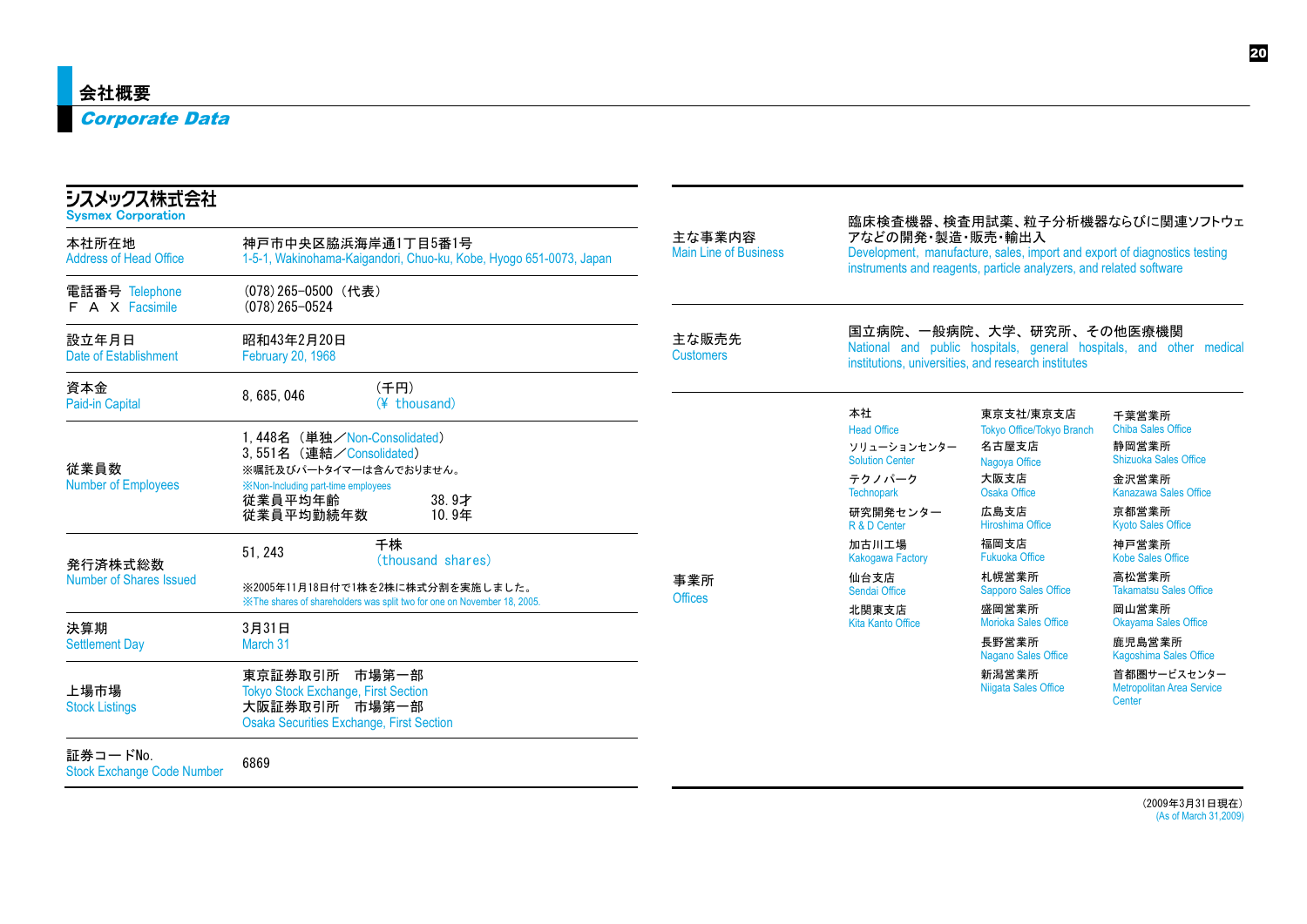# 会社概要
## Corporate Data

### シスメックス株式会社
**Sysmex Corporation**

| | |
|---|---|
| 本社所在地 Address of Head Office | 神戸市中央区脇浜海岸通1丁目5番1号 1-5-1, Wakinohama-Kaigandori, Chuo-ku, Kobe, Hyogo 651-0073, Japan |
| 電話番号 Telephone / F A X Facsimile | (078) 265−0500（代表） (078) 265−0524 |
| 設立年月日 Date of Establishment | 昭和43年2月20日 February 20, 1968 |
| 資本金 Paid-in Capital | 8, 685, 046 （千円）(¥ thousand) |
| 従業員数 Number of Employees | 1, 448名（単独／Non-Consolidated） 3, 551名（連結／Consolidated） ※嘱託及びパートタイマーは含んでおりません。 ※Non-Including part-time employees 従業員平均年齢 38. 9才 従業員平均勤続年数 10. 9年 |
| 発行済株式総数 Number of Shares Issued | 51, 243 千株 (thousand shares) ※2005年11月18日付で1株を2株に株式分割を実施しました。 ※The shares of shareholders was split two for one on November 18, 2005. |
| 決算期 Settlement Day | 3月31日 March 31 |
| 上場市場 Stock Listings | 東京証券取引所 市場第一部 Tokyo Stock Exchange, First Section 大阪証券取引所 市場第一部 Osaka Securities Exchange, First Section |
| 証券コードNo. Stock Exchange Code Number | 6869 |

| | |
|---|---|
| 主な事業内容 Main Line of Business | 臨床検査機器、検査用試薬、粒子分析機器ならびに関連ソフトウェアなどの開発・製造・販売・輸出入 Development, manufacture, sales, import and export of diagnostics testing instruments and reagents, particle analyzers, and related software |
| 主な販売先 Customers | 国立病院、一般病院、大学、研究所、その他医療機関 National and public hospitals, general hospitals, and other medical institutions, universities, and research institutes |

**事業所 Offices**

| | | |
|---|---|---|
| 本社 Head Office | 東京支社/東京支店 Tokyo Office/Tokyo Branch | 千葉営業所 Chiba Sales Office |
| ソリューションセンター Solution Center | 名古屋支店 Nagoya Office | 静岡営業所 Shizuoka Sales Office |
| テクノパーク Technopark | 大阪支店 Osaka Office | 金沢営業所 Kanazawa Sales Office |
| 研究開発センター R & D Center | 広島支店 Hiroshima Office | 京都営業所 Kyoto Sales Office |
| 加古川工場 Kakogawa Factory | 福岡支店 Fukuoka Office | 神戸営業所 Kobe Sales Office |
| 仙台支店 Sendai Office | 札幌営業所 Sapporo Sales Office | 高松営業所 Takamatsu Sales Office |
| 北関東支店 Kita Kanto Office | 盛岡営業所 Morioka Sales Office | 岡山営業所 Okayama Sales Office |
| | 長野営業所 Nagano Sales Office | 鹿児島営業所 Kagoshima Sales Office |
| | 新潟営業所 Niigata Sales Office | 首都圏サービスセンター Metropolitan Area Service Center |

（2009年3月31日現在）
(As of March 31,2009)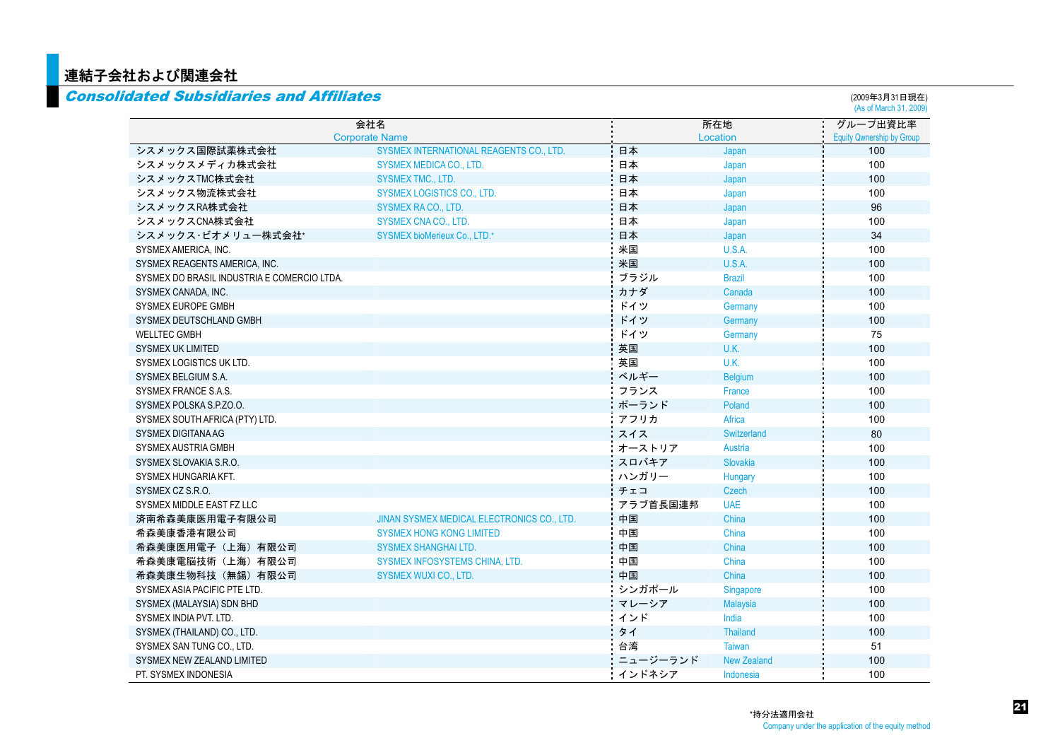# 連結子会社および関連会社

## *Consolidated Subsidiaries and Affiliates*

(2009年3月31日現在)
(As of March 31, 2009)

| 会社名 | Corporate Name | 所在地 | Location | グループ出資比率 Equity Ownership by Group |
|---|---|---|---|---|
| シスメックス国際試薬株式会社 | SYSMEX INTERNATIONAL REAGENTS CO., LTD. | 日本 | Japan | 100 |
| シスメックスメディカ株式会社 | SYSMEX MEDICA CO., LTD. | 日本 | Japan | 100 |
| シスメックスTMC株式会社 | SYSMEX TMC., LTD. | 日本 | Japan | 100 |
| シスメックス物流株式会社 | SYSMEX LOGISTICS CO., LTD. | 日本 | Japan | 100 |
| シスメックスRA株式会社 | SYSMEX RA CO., LTD. | 日本 | Japan | 96 |
| シスメックスCNA株式会社 | SYSMEX CNA CO., LTD. | 日本 | Japan | 100 |
| シスメックス·ビオメリュー株式会社* | SYSMEX bioMerieux Co., LTD.* | 日本 | Japan | 34 |
| SYSMEX AMERICA, INC. | | 米国 | U.S.A. | 100 |
| SYSMEX REAGENTS AMERICA, INC. | | 米国 | U.S.A. | 100 |
| SYSMEX DO BRASIL INDUSTRIA E COMERCIO LTDA. | | ブラジル | Brazil | 100 |
| SYSMEX CANADA, INC. | | カナダ | Canada | 100 |
| SYSMEX EUROPE GMBH | | ドイツ | Germany | 100 |
| SYSMEX DEUTSCHLAND GMBH | | ドイツ | Germany | 100 |
| WELLTEC GMBH | | ドイツ | Germany | 75 |
| SYSMEX UK LIMITED | | 英国 | U.K. | 100 |
| SYSMEX LOGISTICS UK LTD. | | 英国 | U.K. | 100 |
| SYSMEX BELGIUM S.A. | | ベルギー | Belgium | 100 |
| SYSMEX FRANCE S.A.S. | | フランス | France | 100 |
| SYSMEX POLSKA S.P.ZO.O. | | ポーランド | Poland | 100 |
| SYSMEX SOUTH AFRICA (PTY) LTD. | | アフリカ | Africa | 100 |
| SYSMEX DIGITANA AG | | スイス | Switzerland | 80 |
| SYSMEX AUSTRIA GMBH | | オーストリア | Austria | 100 |
| SYSMEX SLOVAKIA S.R.O. | | スロバキア | Slovakia | 100 |
| SYSMEX HUNGARIA KFT. | | ハンガリー | Hungary | 100 |
| SYSMEX CZ S.R.O. | | チェコ | Czech | 100 |
| SYSMEX MIDDLE EAST FZ LLC | | アラブ首長国連邦 | UAE | 100 |
| 済南希森美康医用電子有限公司 | JINAN SYSMEX MEDICAL ELECTRONICS CO., LTD. | 中国 | China | 100 |
| 希森美康香港有限公司 | SYSMEX HONG KONG LIMITED | 中国 | China | 100 |
| 希森美康医用電子（上海）有限公司 | SYSMEX SHANGHAI LTD. | 中国 | China | 100 |
| 希森美康電脳技術（上海）有限公司 | SYSMEX INFOSYSTEMS CHINA, LTD. | 中国 | China | 100 |
| 希森美康生物科技（無錫）有限公司 | SYSMEX WUXI CO., LTD. | 中国 | China | 100 |
| SYSMEX ASIA PACIFIC PTE LTD. | | シンガポール | Singapore | 100 |
| SYSMEX (MALAYSIA) SDN BHD | | マレーシア | Malaysia | 100 |
| SYSMEX INDIA PVT. LTD. | | インド | India | 100 |
| SYSMEX (THAILAND) CO., LTD. | | タイ | Thailand | 100 |
| SYSMEX SAN TUNG CO., LTD. | | 台湾 | Taiwan | 51 |
| SYSMEX NEW ZEALAND LIMITED | | ニュージーランド | New Zealand | 100 |
| PT. SYSMEX INDONESIA | | インドネシア | Indonesia | 100 |

*持分法適用会社
Company under the application of the equity method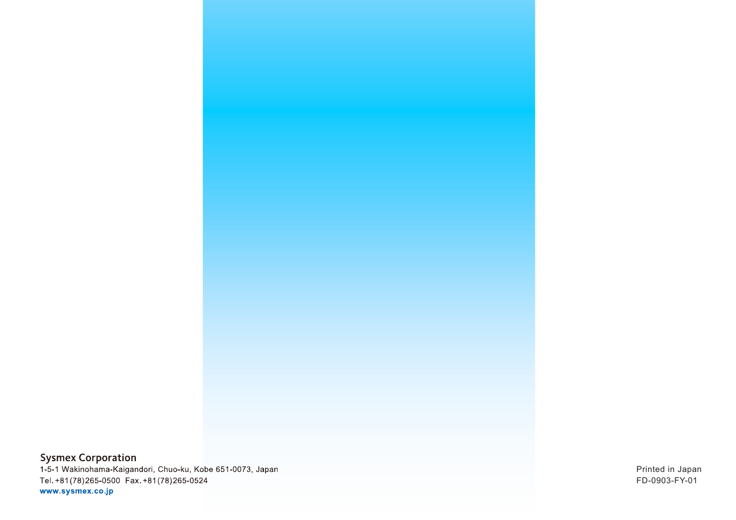**Sysmex Corporation**
1-5-1 Wakinohama-Kaigandori, Chuo-ku, Kobe 651-0073, Japan
Tel. +81(78)265-0500 Fax. +81(78)265-0524
www.sysmex.co.jp

Printed in Japan
FD-0903-FY-01